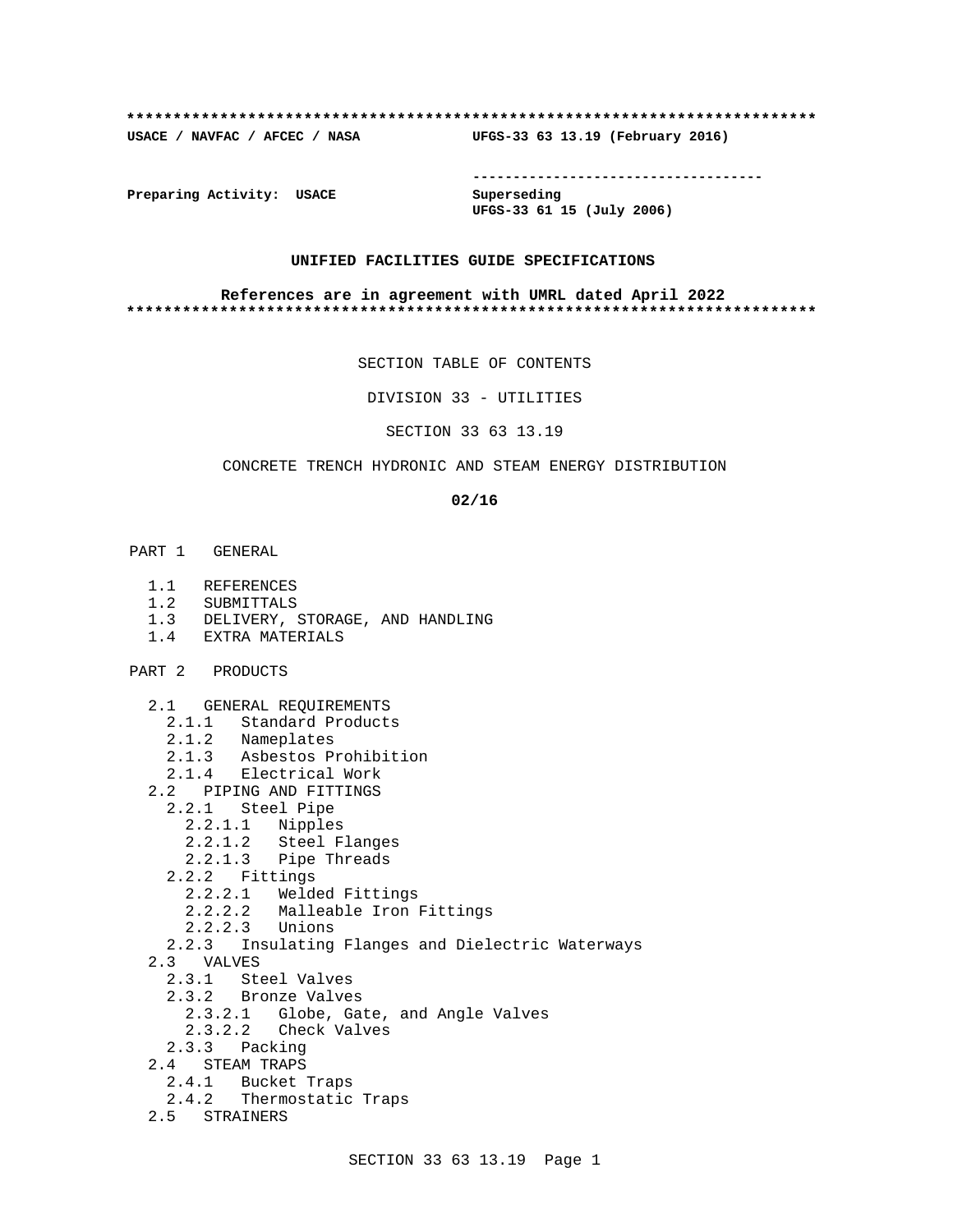**************************************************************************

**USACE / NAVFAC / AFCEC / NASA UFGS-33 63 13.19 (February 2016)**

-----------------------------------

**Preparing Activity: USACE**

**Superseding**
**UFGS-33 61 15 (July 2006)**

**UNIFIED FACILITIES GUIDE SPECIFICATIONS**

**References are in agreement with UMRL dated April 2022**

**************************************************************************

SECTION TABLE OF CONTENTS

DIVISION 33 - UTILITIES

SECTION 33 63 13.19

CONCRETE TRENCH HYDRONIC AND STEAM ENERGY DISTRIBUTION

**02/16**

PART 1 GENERAL

- 1.1 REFERENCES
- 1.2 SUBMITTALS
- 1.3 DELIVERY, STORAGE, AND HANDLING
- 1.4 EXTRA MATERIALS

PART 2 PRODUCTS

- 2.1 GENERAL REQUIREMENTS
  - 2.1.1 Standard Products
  - 2.1.2 Nameplates
  - 2.1.3 Asbestos Prohibition
  - 2.1.4 Electrical Work
- 2.2 PIPING AND FITTINGS
  - 2.2.1 Steel Pipe
    - 2.2.1.1 Nipples
    - 2.2.1.2 Steel Flanges
    - 2.2.1.3 Pipe Threads
  - 2.2.2 Fittings
    - 2.2.2.1 Welded Fittings
    - 2.2.2.2 Malleable Iron Fittings
    - 2.2.2.3 Unions
  - 2.2.3 Insulating Flanges and Dielectric Waterways
- 2.3 VALVES
  - 2.3.1 Steel Valves
  - 2.3.2 Bronze Valves
    - 2.3.2.1 Globe, Gate, and Angle Valves
    - 2.3.2.2 Check Valves
  - 2.3.3 Packing
- 2.4 STEAM TRAPS
  - 2.4.1 Bucket Traps
  - 2.4.2 Thermostatic Traps
- 2.5 STRAINERS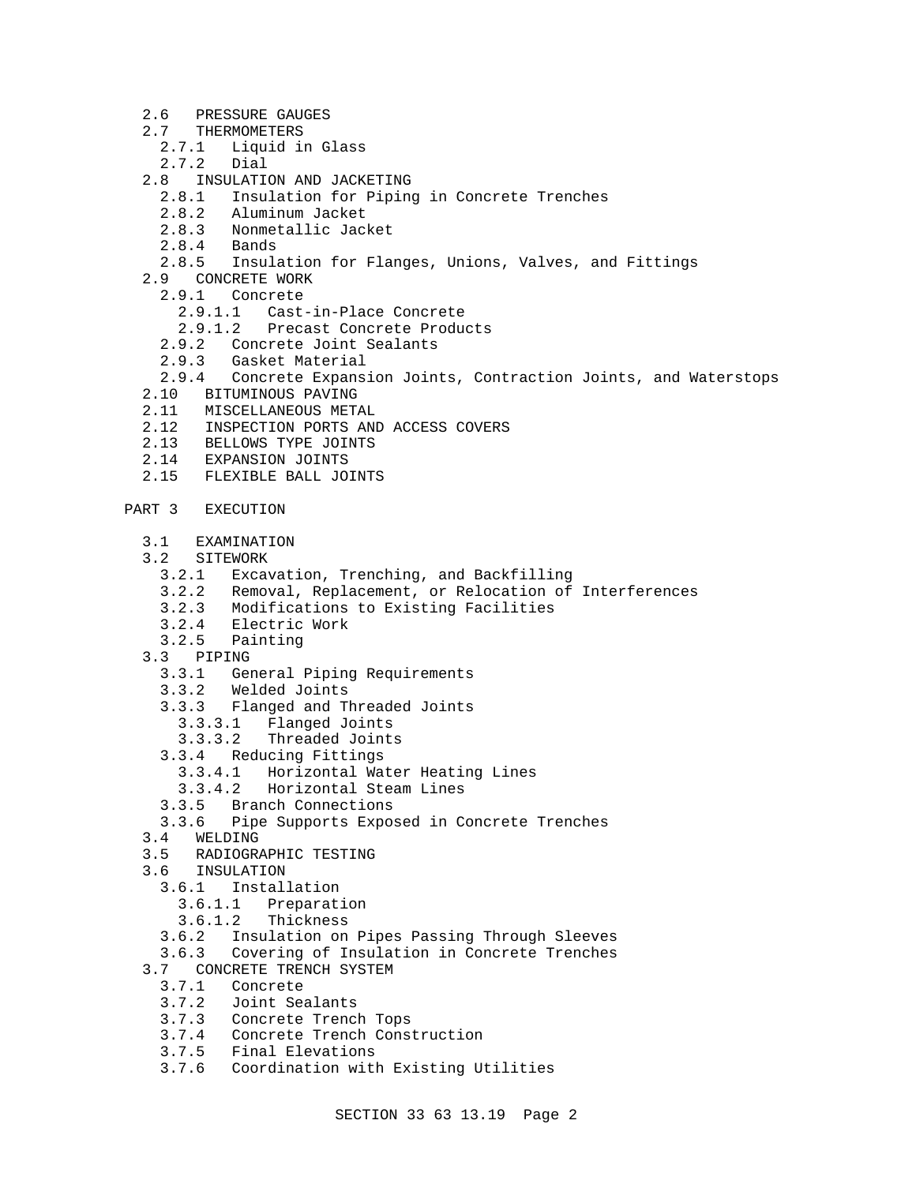- 2.6 PRESSURE GAUGES
- 2.7 THERMOMETERS
  - 2.7.1 Liquid in Glass
  - 2.7.2 Dial
- 2.8 INSULATION AND JACKETING
  - 2.8.1 Insulation for Piping in Concrete Trenches
  - 2.8.2 Aluminum Jacket
  - 2.8.3 Nonmetallic Jacket
  - 2.8.4 Bands
  - 2.8.5 Insulation for Flanges, Unions, Valves, and Fittings
- 2.9 CONCRETE WORK
  - 2.9.1 Concrete
    - 2.9.1.1 Cast-in-Place Concrete
    - 2.9.1.2 Precast Concrete Products
  - 2.9.2 Concrete Joint Sealants
  - 2.9.3 Gasket Material
  - 2.9.4 Concrete Expansion Joints, Contraction Joints, and Waterstops
- 2.10 BITUMINOUS PAVING
- 2.11 MISCELLANEOUS METAL
- 2.12 INSPECTION PORTS AND ACCESS COVERS
- 2.13 BELLOWS TYPE JOINTS
- 2.14 EXPANSION JOINTS
- 2.15 FLEXIBLE BALL JOINTS

PART 3 EXECUTION

- 3.1 EXAMINATION
- 3.2 SITEWORK
  - 3.2.1 Excavation, Trenching, and Backfilling
  - 3.2.2 Removal, Replacement, or Relocation of Interferences
  - 3.2.3 Modifications to Existing Facilities
  - 3.2.4 Electric Work
  - 3.2.5 Painting
- 3.3 PIPING
  - 3.3.1 General Piping Requirements
  - 3.3.2 Welded Joints
  - 3.3.3 Flanged and Threaded Joints
    - 3.3.3.1 Flanged Joints
    - 3.3.3.2 Threaded Joints
  - 3.3.4 Reducing Fittings
    - 3.3.4.1 Horizontal Water Heating Lines
    - 3.3.4.2 Horizontal Steam Lines
  - 3.3.5 Branch Connections
  - 3.3.6 Pipe Supports Exposed in Concrete Trenches
- 3.4 WELDING
- 3.5 RADIOGRAPHIC TESTING
- 3.6 INSULATION
  - 3.6.1 Installation
    - 3.6.1.1 Preparation
    - 3.6.1.2 Thickness
  - 3.6.2 Insulation on Pipes Passing Through Sleeves
  - 3.6.3 Covering of Insulation in Concrete Trenches
- 3.7 CONCRETE TRENCH SYSTEM
  - 3.7.1 Concrete
  - 3.7.2 Joint Sealants
  - 3.7.3 Concrete Trench Tops
  - 3.7.4 Concrete Trench Construction
  - 3.7.5 Final Elevations
  - 3.7.6 Coordination with Existing Utilities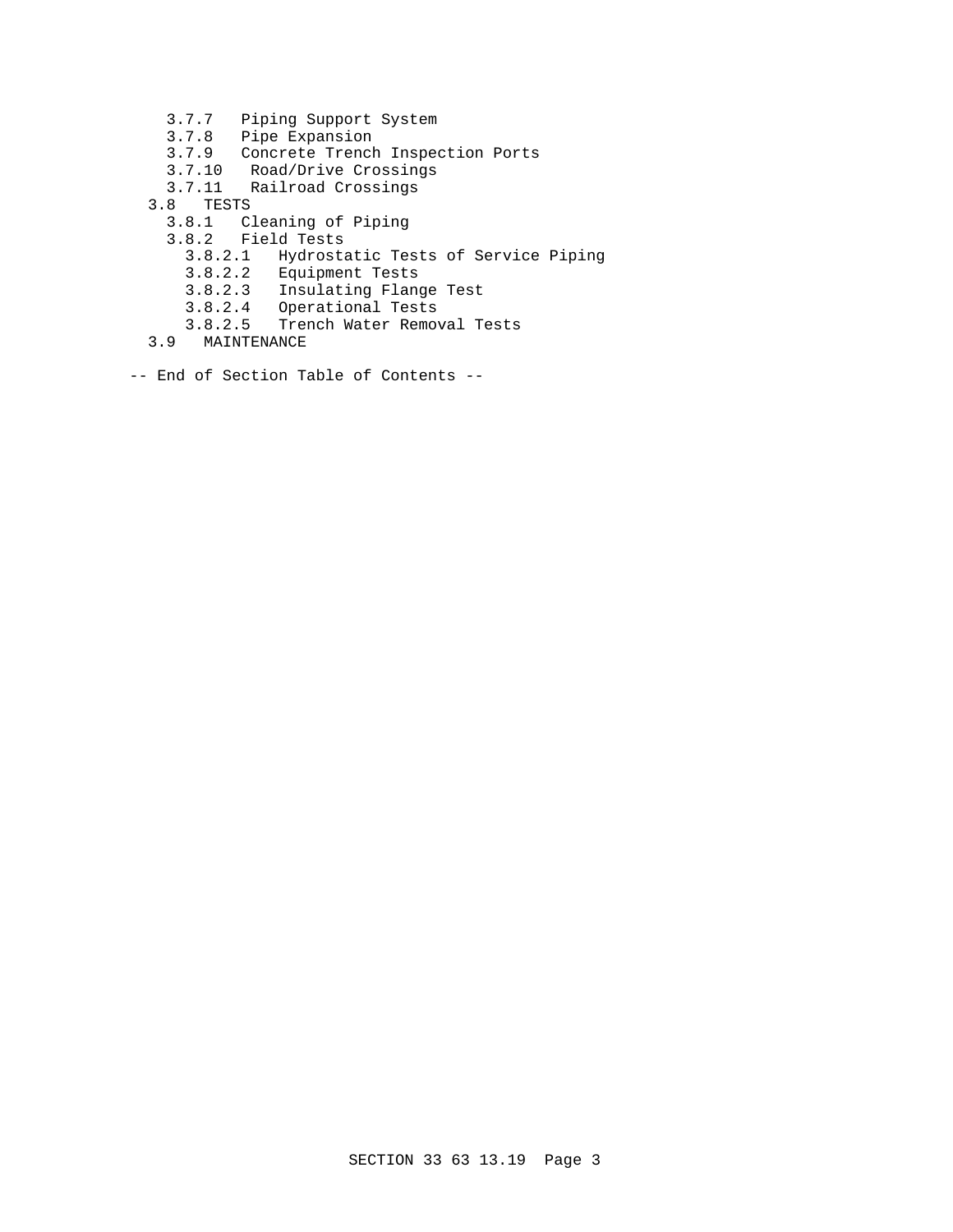3.7.7 Piping Support System
3.7.8 Pipe Expansion
3.7.9 Concrete Trench Inspection Ports
3.7.10 Road/Drive Crossings
3.7.11 Railroad Crossings
3.8 TESTS
3.8.1 Cleaning of Piping
3.8.2 Field Tests
3.8.2.1 Hydrostatic Tests of Service Piping
3.8.2.2 Equipment Tests
3.8.2.3 Insulating Flange Test
3.8.2.4 Operational Tests
3.8.2.5 Trench Water Removal Tests
3.9 MAINTENANCE

-- End of Section Table of Contents --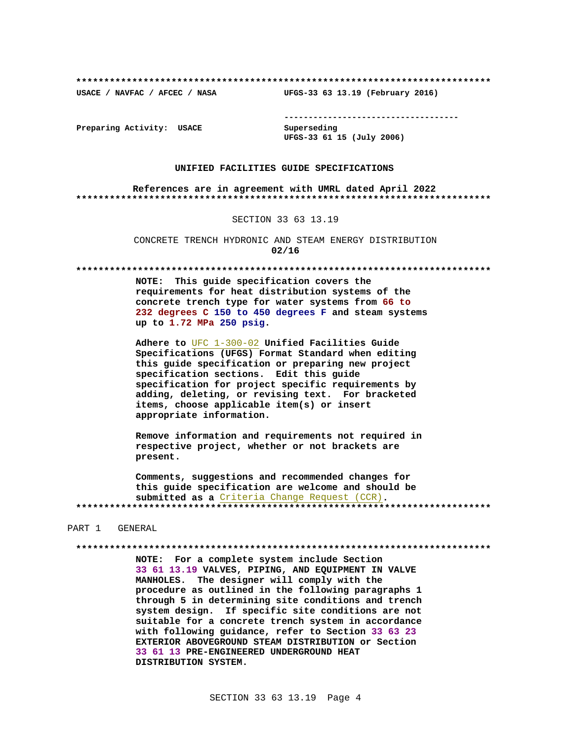**************************************************************************

USACE / NAVFAC / AFCEC / NASA UFGS-33 63 13.19 (February 2016)

-----------------------------------

Preparing Activity: USACE Superseding
UFGS-33 61 15 (July 2006)

**UNIFIED FACILITIES GUIDE SPECIFICATIONS**

**References are in agreement with UMRL dated April 2022**

**************************************************************************

SECTION 33 63 13.19

CONCRETE TRENCH HYDRONIC AND STEAM ENERGY DISTRIBUTION
**02/16**

**************************************************************************

**NOTE: This guide specification covers the requirements for heat distribution systems of the concrete trench type for water systems from 66 to 232 degrees C 150 to 450 degrees F and steam systems up to 1.72 MPa 250 psig.**

**Adhere to UFC 1-300-02 Unified Facilities Guide Specifications (UFGS) Format Standard when editing this guide specification or preparing new project specification sections. Edit this guide specification for project specific requirements by adding, deleting, or revising text. For bracketed items, choose applicable item(s) or insert appropriate information.**

**Remove information and requirements not required in respective project, whether or not brackets are present.**

**Comments, suggestions and recommended changes for this guide specification are welcome and should be submitted as a Criteria Change Request (CCR).**

**************************************************************************

PART 1 GENERAL

**************************************************************************

**NOTE: For a complete system include Section 33 61 13.19 VALVES, PIPING, AND EQUIPMENT IN VALVE MANHOLES. The designer will comply with the procedure as outlined in the following paragraphs 1 through 5 in determining site conditions and trench system design. If specific site conditions are not suitable for a concrete trench system in accordance with following guidance, refer to Section 33 63 23 EXTERIOR ABOVEGROUND STEAM DISTRIBUTION or Section 33 61 13 PRE-ENGINEERED UNDERGROUND HEAT DISTRIBUTION SYSTEM.**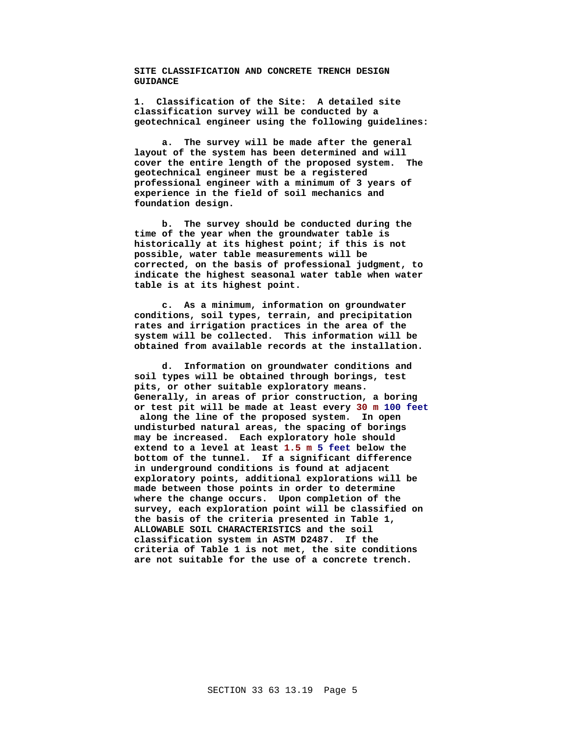**SITE CLASSIFICATION AND CONCRETE TRENCH DESIGN GUIDANCE**

**1. Classification of the Site: A detailed site classification survey will be conducted by a geotechnical engineer using the following guidelines:**

**a. The survey will be made after the general layout of the system has been determined and will cover the entire length of the proposed system. The geotechnical engineer must be a registered professional engineer with a minimum of 3 years of experience in the field of soil mechanics and foundation design.**

**b. The survey should be conducted during the time of the year when the groundwater table is historically at its highest point; if this is not possible, water table measurements will be corrected, on the basis of professional judgment, to indicate the highest seasonal water table when water table is at its highest point.**

**c. As a minimum, information on groundwater conditions, soil types, terrain, and precipitation rates and irrigation practices in the area of the system will be collected. This information will be obtained from available records at the installation.**

**d. Information on groundwater conditions and soil types will be obtained through borings, test pits, or other suitable exploratory means. Generally, in areas of prior construction, a boring or test pit will be made at least every 30 m 100 feet along the line of the proposed system. In open undisturbed natural areas, the spacing of borings may be increased. Each exploratory hole should extend to a level at least 1.5 m 5 feet below the bottom of the tunnel. If a significant difference in underground conditions is found at adjacent exploratory points, additional explorations will be made between those points in order to determine where the change occurs. Upon completion of the survey, each exploration point will be classified on the basis of the criteria presented in Table 1, ALLOWABLE SOIL CHARACTERISTICS and the soil classification system in ASTM D2487. If the criteria of Table 1 is not met, the site conditions are not suitable for the use of a concrete trench.**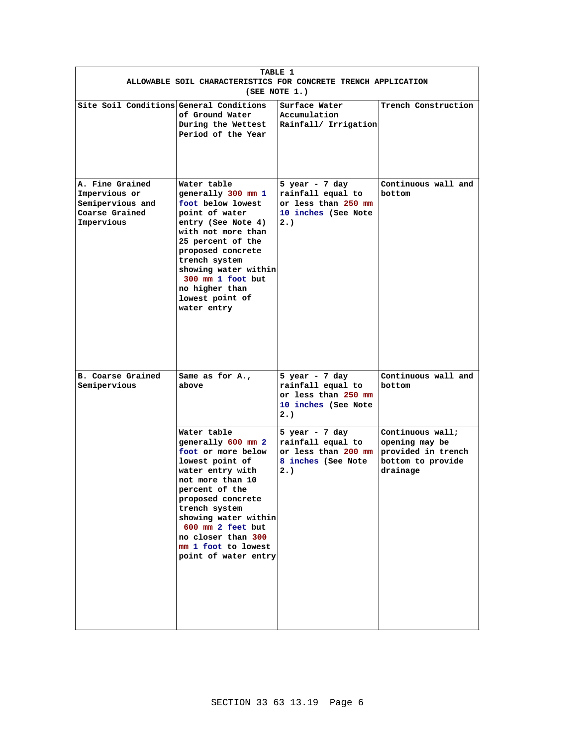**TABLE 1**
**ALLOWABLE SOIL CHARACTERISTICS FOR CONCRETE TRENCH APPLICATION**
**(SEE NOTE 1.)**

| Site Soil Conditions | General Conditions of Ground Water During the Wettest Period of the Year | Surface Water Accumulation Rainfall/ Irrigation | Trench Construction |
|---|---|---|---|
| A. Fine Grained Impervious or Semipervious and Coarse Grained Impervious | Water table generally 300 mm 1 foot below lowest point of water entry (See Note 4) with not more than 25 percent of the proposed concrete trench system showing water within 300 mm 1 foot but no higher than lowest point of water entry | 5 year - 7 day rainfall equal to or less than 250 mm 10 inches (See Note 2.) | Continuous wall and bottom |
| B. Coarse Grained Semipervious | Same as for A., above | 5 year - 7 day rainfall equal to or less than 250 mm 10 inches (See Note 2.) | Continuous wall and bottom |
| | Water table generally 600 mm 2 foot or more below lowest point of water entry with not more than 10 percent of the proposed concrete trench system showing water within 600 mm 2 feet but no closer than 300 mm 1 foot to lowest point of water entry | 5 year - 7 day rainfall equal to or less than 200 mm 8 inches (See Note 2.) | Continuous wall; opening may be provided in trench bottom to provide drainage |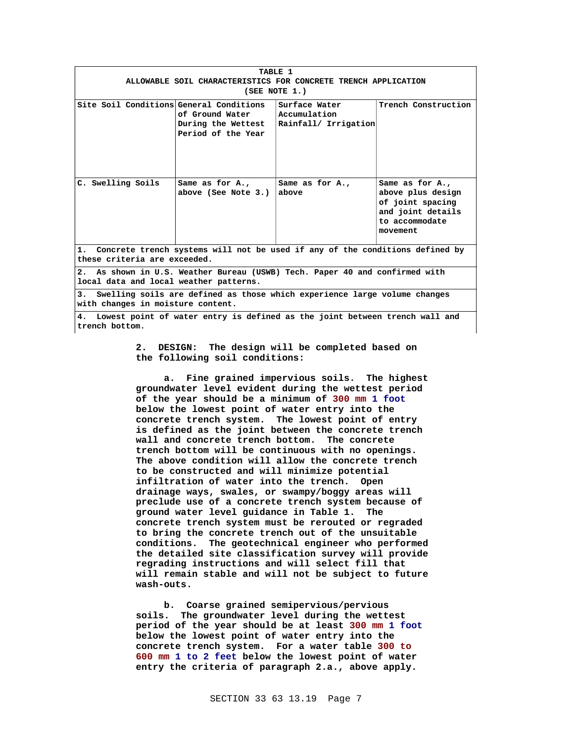| TABLE 1 ALLOWABLE SOIL CHARACTERISTICS FOR CONCRETE TRENCH APPLICATION (SEE NOTE 1.) | | | |
|---|---|---|---|
| Site Soil Conditions | General Conditions of Ground Water During the Wettest Period of the Year | Surface Water Accumulation Rainfall/ Irrigation | Trench Construction |
| C. Swelling Soils | Same as for A., above (See Note 3.) | Same as for A., above | Same as for A., above plus design of joint spacing and joint details to accommodate movement |
| 1. Concrete trench systems will not be used if any of the conditions defined by these criteria are exceeded. | | | |
| 2. As shown in U.S. Weather Bureau (USWB) Tech. Paper 40 and confirmed with local data and local weather patterns. | | | |
| 3. Swelling soils are defined as those which experience large volume changes with changes in moisture content. | | | |
| 4. Lowest point of water entry is defined as the joint between trench wall and trench bottom. | | | |

2. DESIGN: The design will be completed based on the following soil conditions:

a. Fine grained impervious soils. The highest groundwater level evident during the wettest period of the year should be a minimum of 300 mm 1 foot below the lowest point of water entry into the concrete trench system. The lowest point of entry is defined as the joint between the concrete trench wall and concrete trench bottom. The concrete trench bottom will be continuous with no openings. The above condition will allow the concrete trench to be constructed and will minimize potential infiltration of water into the trench. Open drainage ways, swales, or swampy/boggy areas will preclude use of a concrete trench system because of ground water level guidance in Table 1. The concrete trench system must be rerouted or regraded to bring the concrete trench out of the unsuitable conditions. The geotechnical engineer who performed the detailed site classification survey will provide regrading instructions and will select fill that will remain stable and will not be subject to future wash-outs.

b. Coarse grained semipervious/pervious soils. The groundwater level during the wettest period of the year should be at least 300 mm 1 foot below the lowest point of water entry into the concrete trench system. For a water table 300 to 600 mm 1 to 2 feet below the lowest point of water entry the criteria of paragraph 2.a., above apply.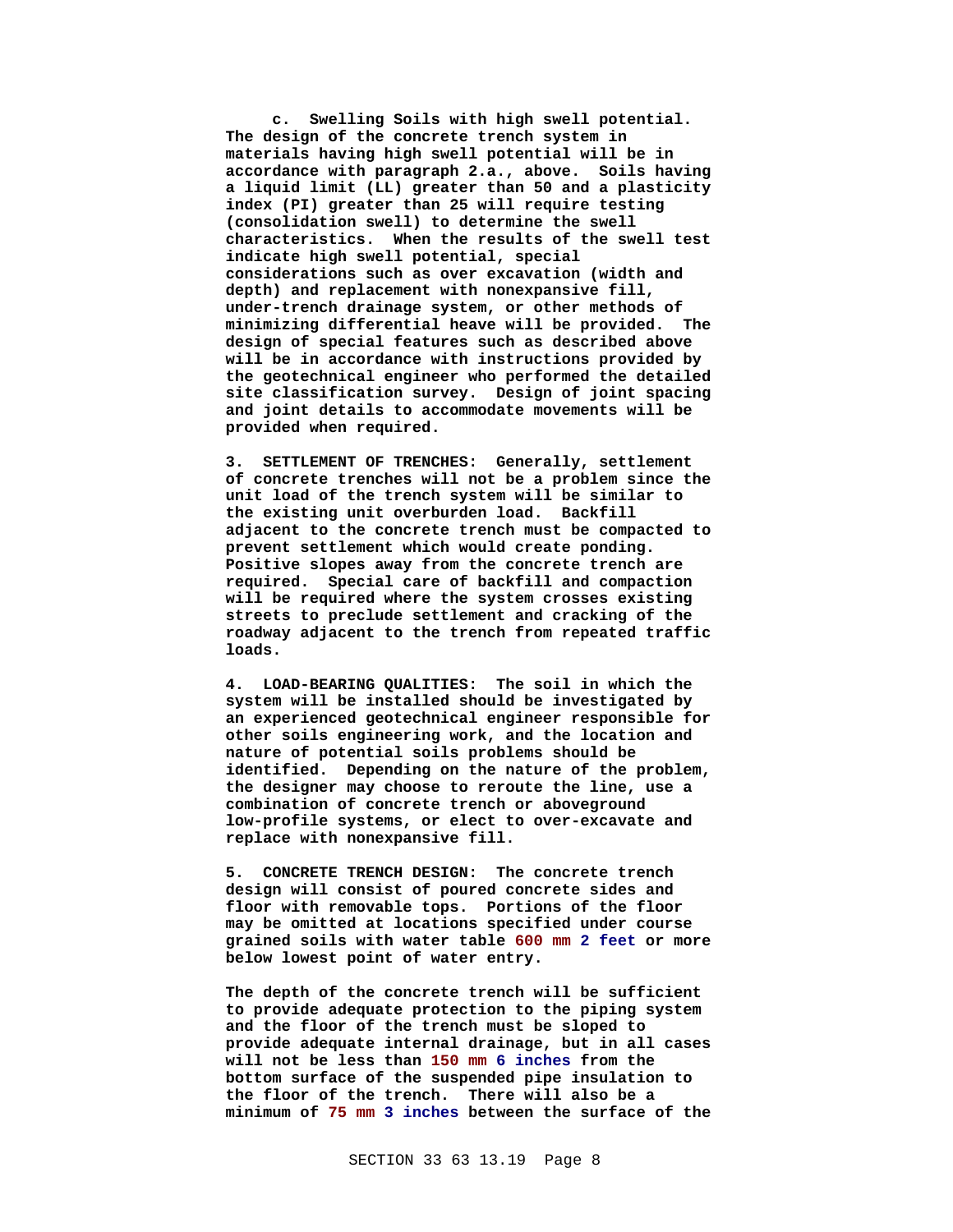**c. Swelling Soils with high swell potential. The design of the concrete trench system in materials having high swell potential will be in accordance with paragraph 2.a., above. Soils having a liquid limit (LL) greater than 50 and a plasticity index (PI) greater than 25 will require testing (consolidation swell) to determine the swell characteristics. When the results of the swell test indicate high swell potential, special considerations such as over excavation (width and depth) and replacement with nonexpansive fill, under-trench drainage system, or other methods of minimizing differential heave will be provided. The design of special features such as described above will be in accordance with instructions provided by the geotechnical engineer who performed the detailed site classification survey. Design of joint spacing and joint details to accommodate movements will be provided when required.**

**3. SETTLEMENT OF TRENCHES: Generally, settlement of concrete trenches will not be a problem since the unit load of the trench system will be similar to the existing unit overburden load. Backfill adjacent to the concrete trench must be compacted to prevent settlement which would create ponding. Positive slopes away from the concrete trench are required. Special care of backfill and compaction will be required where the system crosses existing streets to preclude settlement and cracking of the roadway adjacent to the trench from repeated traffic loads.**

**4. LOAD-BEARING QUALITIES: The soil in which the system will be installed should be investigated by an experienced geotechnical engineer responsible for other soils engineering work, and the location and nature of potential soils problems should be identified. Depending on the nature of the problem, the designer may choose to reroute the line, use a combination of concrete trench or aboveground low-profile systems, or elect to over-excavate and replace with nonexpansive fill.**

**5. CONCRETE TRENCH DESIGN: The concrete trench design will consist of poured concrete sides and floor with removable tops. Portions of the floor may be omitted at locations specified under course grained soils with water table 600 mm 2 feet or more below lowest point of water entry.**

**The depth of the concrete trench will be sufficient to provide adequate protection to the piping system and the floor of the trench must be sloped to provide adequate internal drainage, but in all cases will not be less than 150 mm 6 inches from the bottom surface of the suspended pipe insulation to the floor of the trench. There will also be a minimum of 75 mm 3 inches between the surface of the**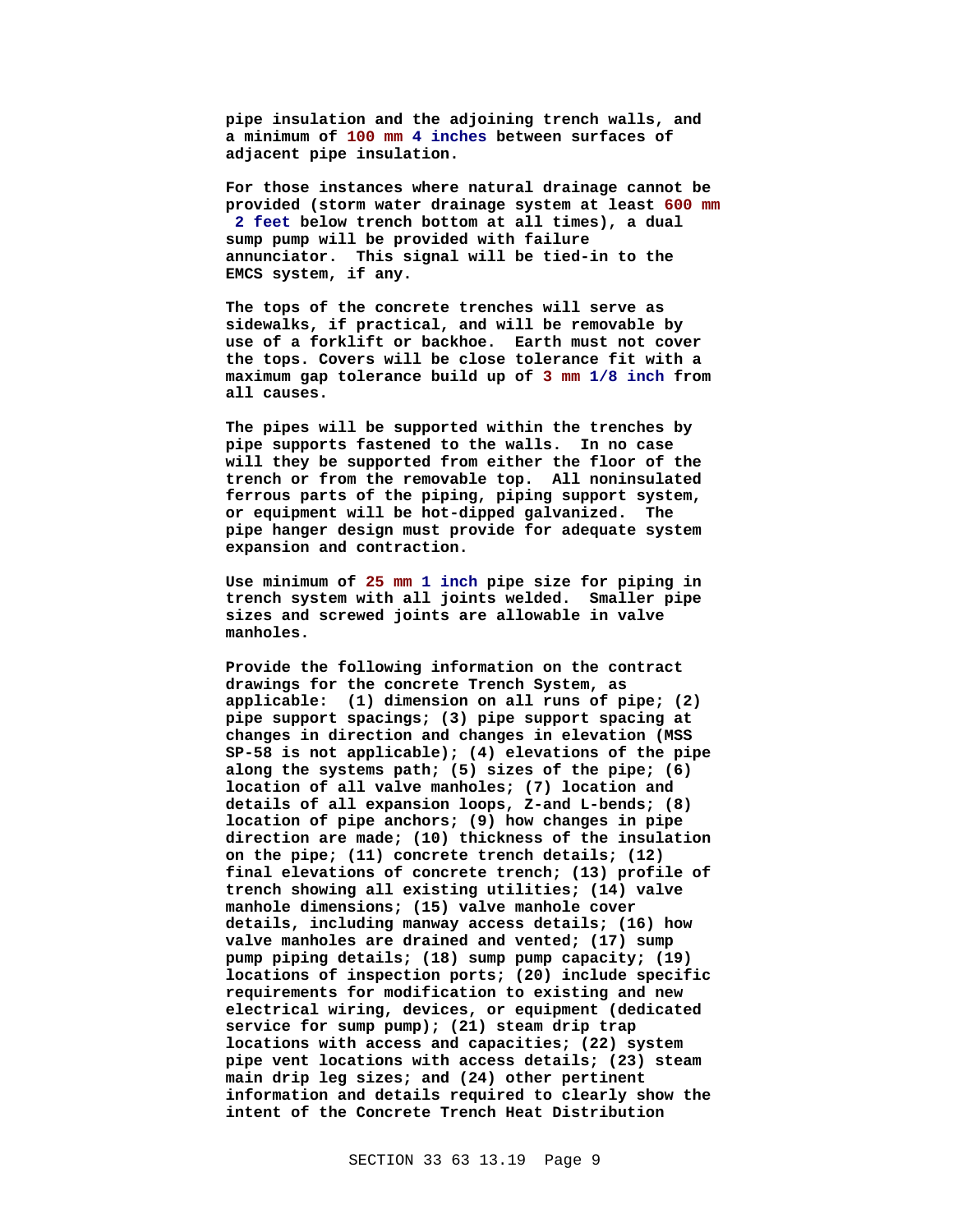**pipe insulation and the adjoining trench walls, and a minimum of 100 mm 4 inches between surfaces of adjacent pipe insulation.**

**For those instances where natural drainage cannot be provided (storm water drainage system at least 600 mm 2 feet below trench bottom at all times), a dual sump pump will be provided with failure annunciator. This signal will be tied-in to the EMCS system, if any.**

**The tops of the concrete trenches will serve as sidewalks, if practical, and will be removable by use of a forklift or backhoe. Earth must not cover the tops. Covers will be close tolerance fit with a maximum gap tolerance build up of 3 mm 1/8 inch from all causes.**

**The pipes will be supported within the trenches by pipe supports fastened to the walls. In no case will they be supported from either the floor of the trench or from the removable top. All noninsulated ferrous parts of the piping, piping support system, or equipment will be hot-dipped galvanized. The pipe hanger design must provide for adequate system expansion and contraction.**

**Use minimum of 25 mm 1 inch pipe size for piping in trench system with all joints welded. Smaller pipe sizes and screwed joints are allowable in valve manholes.**

**Provide the following information on the contract drawings for the concrete Trench System, as applicable: (1) dimension on all runs of pipe; (2) pipe support spacings; (3) pipe support spacing at changes in direction and changes in elevation (MSS SP-58 is not applicable); (4) elevations of the pipe along the systems path; (5) sizes of the pipe; (6) location of all valve manholes; (7) location and details of all expansion loops, Z-and L-bends; (8) location of pipe anchors; (9) how changes in pipe direction are made; (10) thickness of the insulation on the pipe; (11) concrete trench details; (12) final elevations of concrete trench; (13) profile of trench showing all existing utilities; (14) valve manhole dimensions; (15) valve manhole cover details, including manway access details; (16) how valve manholes are drained and vented; (17) sump pump piping details; (18) sump pump capacity; (19) locations of inspection ports; (20) include specific requirements for modification to existing and new electrical wiring, devices, or equipment (dedicated service for sump pump); (21) steam drip trap locations with access and capacities; (22) system pipe vent locations with access details; (23) steam main drip leg sizes; and (24) other pertinent information and details required to clearly show the intent of the Concrete Trench Heat Distribution**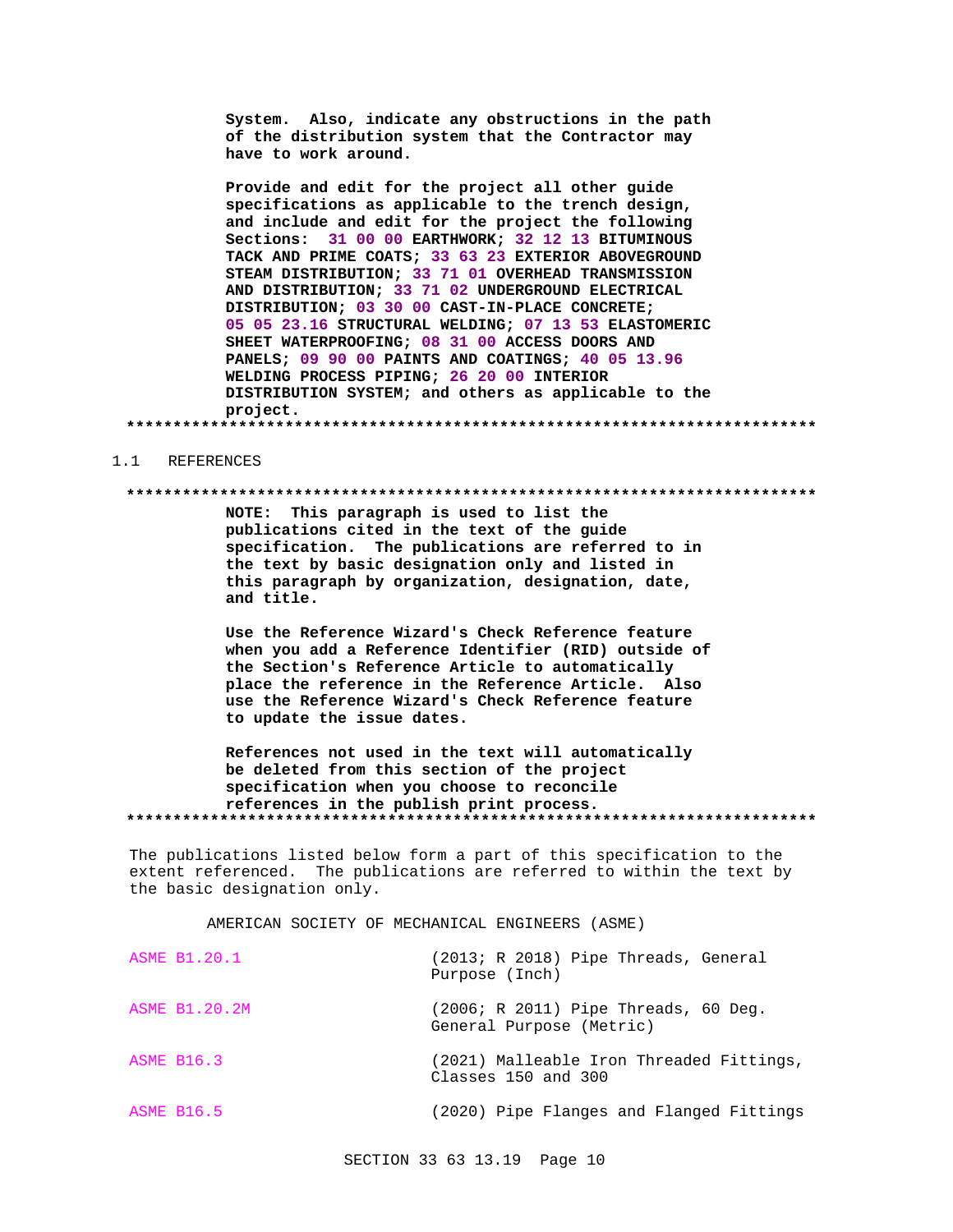**System. Also, indicate any obstructions in the path of the distribution system that the Contractor may have to work around.**

**Provide and edit for the project all other guide specifications as applicable to the trench design, and include and edit for the project the following Sections: 31 00 00 EARTHWORK; 32 12 13 BITUMINOUS TACK AND PRIME COATS; 33 63 23 EXTERIOR ABOVEGROUND STEAM DISTRIBUTION; 33 71 01 OVERHEAD TRANSMISSION AND DISTRIBUTION; 33 71 02 UNDERGROUND ELECTRICAL DISTRIBUTION; 03 30 00 CAST-IN-PLACE CONCRETE; 05 05 23.16 STRUCTURAL WELDING; 07 13 53 ELASTOMERIC SHEET WATERPROOFING; 08 31 00 ACCESS DOORS AND PANELS; 09 90 00 PAINTS AND COATINGS; 40 05 13.96 WELDING PROCESS PIPING; 26 20 00 INTERIOR DISTRIBUTION SYSTEM; and others as applicable to the project.**

**************************************************************************

## 1.1 REFERENCES

**************************************************************************

**NOTE: This paragraph is used to list the publications cited in the text of the guide specification. The publications are referred to in the text by basic designation only and listed in this paragraph by organization, designation, date, and title.**

**Use the Reference Wizard's Check Reference feature when you add a Reference Identifier (RID) outside of the Section's Reference Article to automatically place the reference in the Reference Article. Also use the Reference Wizard's Check Reference feature to update the issue dates.**

**References not used in the text will automatically be deleted from this section of the project specification when you choose to reconcile references in the publish print process.**

**************************************************************************

The publications listed below form a part of this specification to the extent referenced. The publications are referred to within the text by the basic designation only.

AMERICAN SOCIETY OF MECHANICAL ENGINEERS (ASME)

| | |
|---|---|
| ASME B1.20.1 | (2013; R 2018) Pipe Threads, General Purpose (Inch) |
| ASME B1.20.2M | (2006; R 2011) Pipe Threads, 60 Deg. General Purpose (Metric) |
| ASME B16.3 | (2021) Malleable Iron Threaded Fittings, Classes 150 and 300 |
| ASME B16.5 | (2020) Pipe Flanges and Flanged Fittings |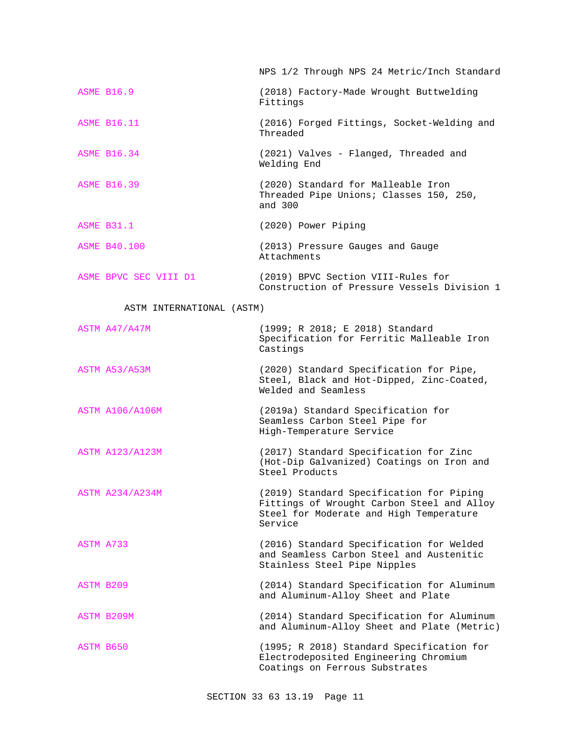NPS 1/2 Through NPS 24 Metric/Inch Standard

ASME B16.9 (2018) Factory-Made Wrought Buttwelding Fittings

ASME B16.11 (2016) Forged Fittings, Socket-Welding and Threaded

ASME B16.34 (2021) Valves - Flanged, Threaded and Welding End

ASME B16.39 (2020) Standard for Malleable Iron Threaded Pipe Unions; Classes 150, 250, and 300

ASME B31.1 (2020) Power Piping

ASME B40.100 (2013) Pressure Gauges and Gauge Attachments

ASME BPVC SEC VIII D1 (2019) BPVC Section VIII-Rules for Construction of Pressure Vessels Division 1

ASTM INTERNATIONAL (ASTM)

ASTM A47/A47M (1999; R 2018; E 2018) Standard Specification for Ferritic Malleable Iron Castings

ASTM A53/A53M (2020) Standard Specification for Pipe, Steel, Black and Hot-Dipped, Zinc-Coated, Welded and Seamless

ASTM A106/A106M (2019a) Standard Specification for Seamless Carbon Steel Pipe for High-Temperature Service

ASTM A123/A123M (2017) Standard Specification for Zinc (Hot-Dip Galvanized) Coatings on Iron and Steel Products

ASTM A234/A234M (2019) Standard Specification for Piping Fittings of Wrought Carbon Steel and Alloy Steel for Moderate and High Temperature Service

ASTM A733 (2016) Standard Specification for Welded and Seamless Carbon Steel and Austenitic Stainless Steel Pipe Nipples

ASTM B209 (2014) Standard Specification for Aluminum and Aluminum-Alloy Sheet and Plate

ASTM B209M (2014) Standard Specification for Aluminum and Aluminum-Alloy Sheet and Plate (Metric)

ASTM B650 (1995; R 2018) Standard Specification for Electrodeposited Engineering Chromium Coatings on Ferrous Substrates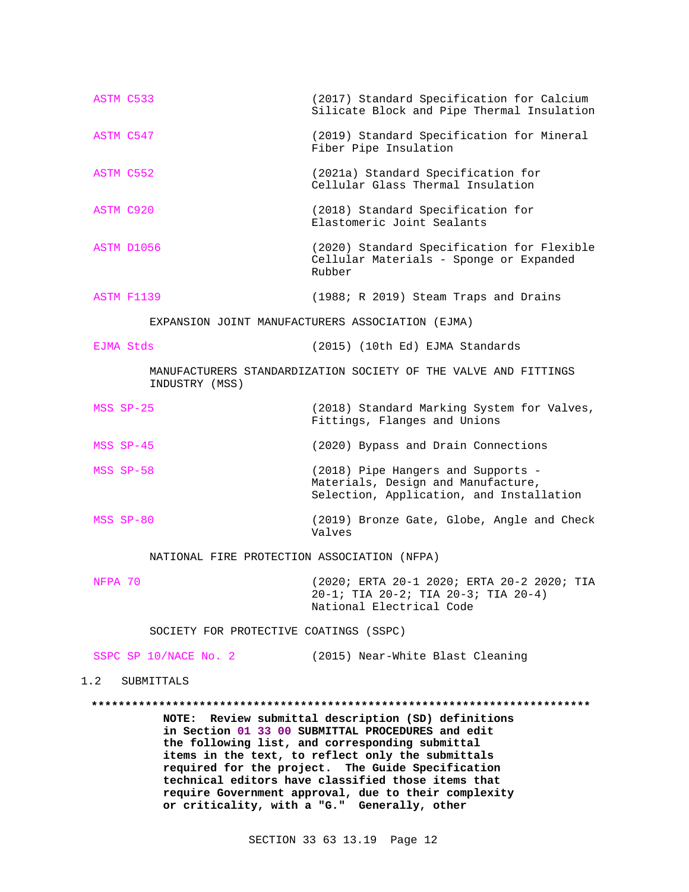ASTM C533 (2017) Standard Specification for Calcium Silicate Block and Pipe Thermal Insulation

ASTM C547 (2019) Standard Specification for Mineral Fiber Pipe Insulation

ASTM C552 (2021a) Standard Specification for Cellular Glass Thermal Insulation

ASTM C920 (2018) Standard Specification for Elastomeric Joint Sealants

ASTM D1056 (2020) Standard Specification for Flexible Cellular Materials - Sponge or Expanded Rubber

ASTM F1139 (1988; R 2019) Steam Traps and Drains

EXPANSION JOINT MANUFACTURERS ASSOCIATION (EJMA)

EJMA Stds (2015) (10th Ed) EJMA Standards

MANUFACTURERS STANDARDIZATION SOCIETY OF THE VALVE AND FITTINGS INDUSTRY (MSS)

MSS SP-25 (2018) Standard Marking System for Valves, Fittings, Flanges and Unions

MSS SP-45 (2020) Bypass and Drain Connections

MSS SP-58 (2018) Pipe Hangers and Supports - Materials, Design and Manufacture, Selection, Application, and Installation

MSS SP-80 (2019) Bronze Gate, Globe, Angle and Check Valves

NATIONAL FIRE PROTECTION ASSOCIATION (NFPA)

NFPA 70 (2020; ERTA 20-1 2020; ERTA 20-2 2020; TIA 20-1; TIA 20-2; TIA 20-3; TIA 20-4) National Electrical Code

SOCIETY FOR PROTECTIVE COATINGS (SSPC)

SSPC SP 10/NACE No. 2 (2015) Near-White Blast Cleaning

## 1.2 SUBMITTALS

**************************************************************************

**NOTE: Review submittal description (SD) definitions in Section 01 33 00 SUBMITTAL PROCEDURES and edit the following list, and corresponding submittal items in the text, to reflect only the submittals required for the project. The Guide Specification technical editors have classified those items that require Government approval, due to their complexity or criticality, with a "G." Generally, other**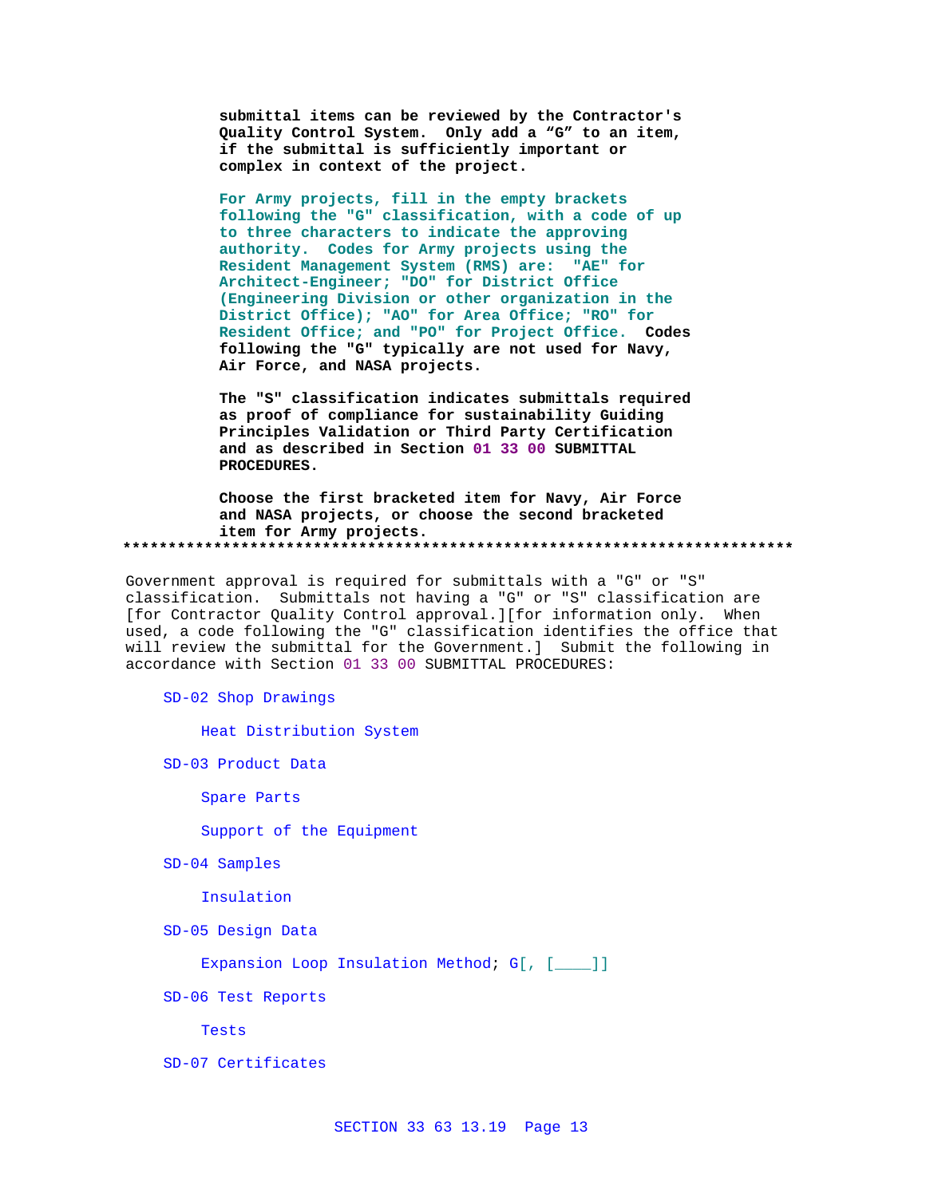submittal items can be reviewed by the Contractor's Quality Control System. Only add a "G" to an item, if the submittal is sufficiently important or complex in context of the project.

For Army projects, fill in the empty brackets following the "G" classification, with a code of up to three characters to indicate the approving authority. Codes for Army projects using the Resident Management System (RMS) are: "AE" for Architect-Engineer; "DO" for District Office (Engineering Division or other organization in the District Office); "AO" for Area Office; "RO" for Resident Office; and "PO" for Project Office. Codes following the "G" typically are not used for Navy, Air Force, and NASA projects.

The "S" classification indicates submittals required as proof of compliance for sustainability Guiding Principles Validation or Third Party Certification and as described in Section 01 33 00 SUBMITTAL PROCEDURES.

Choose the first bracketed item for Navy, Air Force and NASA projects, or choose the second bracketed item for Army projects.
**************************************************************************

Government approval is required for submittals with a "G" or "S" classification. Submittals not having a "G" or "S" classification are [for Contractor Quality Control approval.][for information only. When used, a code following the "G" classification identifies the office that will review the submittal for the Government.] Submit the following in accordance with Section 01 33 00 SUBMITTAL PROCEDURES:

SD-02 Shop Drawings

Heat Distribution System

SD-03 Product Data

Spare Parts

Support of the Equipment

SD-04 Samples

Insulation

SD-05 Design Data

Expansion Loop Insulation Method; G[, [____]]

SD-06 Test Reports

Tests

SD-07 Certificates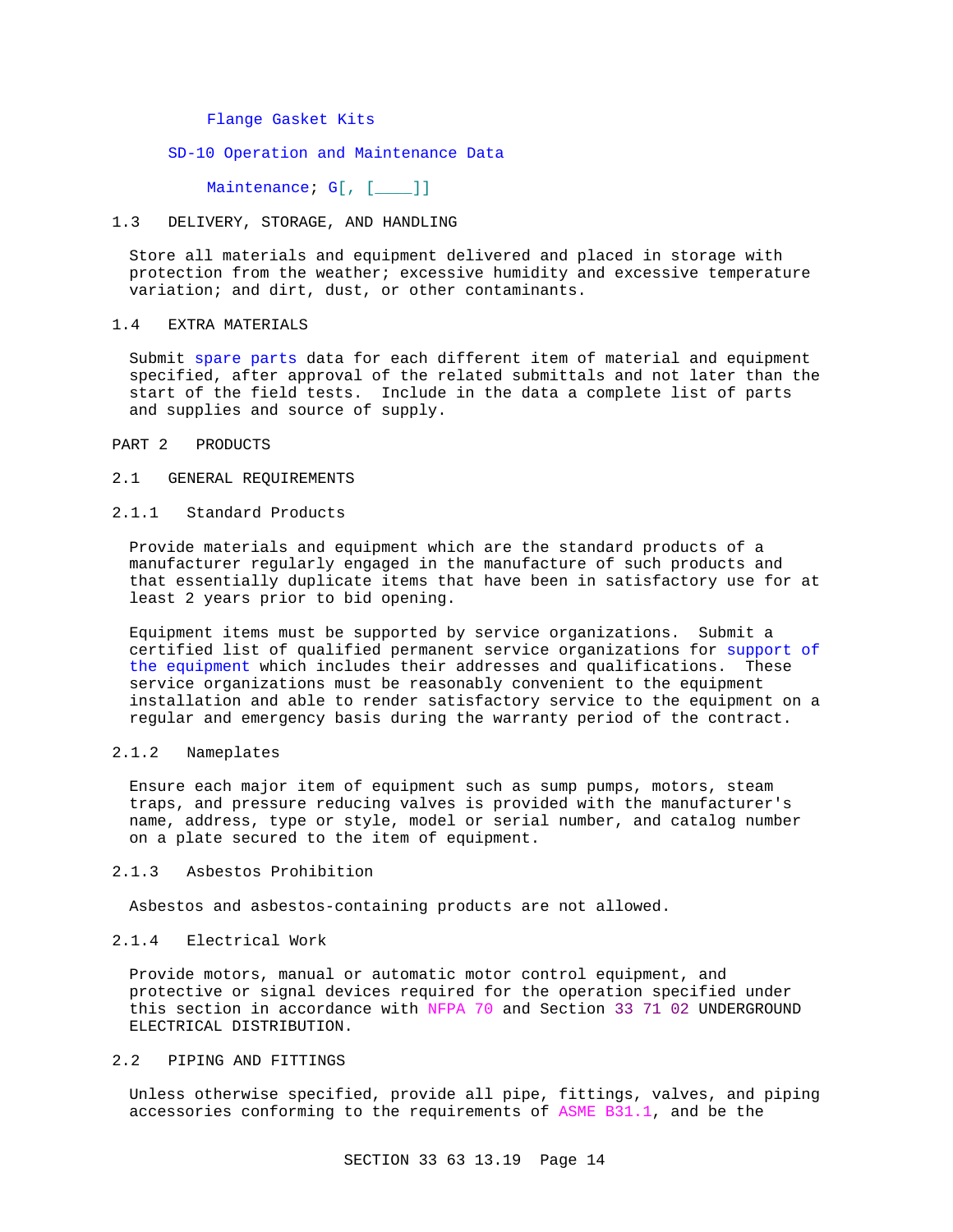Flange Gasket Kits

SD-10 Operation and Maintenance Data

Maintenance; G[, [____]]

## 1.3 DELIVERY, STORAGE, AND HANDLING

Store all materials and equipment delivered and placed in storage with protection from the weather; excessive humidity and excessive temperature variation; and dirt, dust, or other contaminants.

## 1.4 EXTRA MATERIALS

Submit spare parts data for each different item of material and equipment specified, after approval of the related submittals and not later than the start of the field tests. Include in the data a complete list of parts and supplies and source of supply.

# PART 2 PRODUCTS

## 2.1 GENERAL REQUIREMENTS

### 2.1.1 Standard Products

Provide materials and equipment which are the standard products of a manufacturer regularly engaged in the manufacture of such products and that essentially duplicate items that have been in satisfactory use for at least 2 years prior to bid opening.

Equipment items must be supported by service organizations. Submit a certified list of qualified permanent service organizations for support of the equipment which includes their addresses and qualifications. These service organizations must be reasonably convenient to the equipment installation and able to render satisfactory service to the equipment on a regular and emergency basis during the warranty period of the contract.

### 2.1.2 Nameplates

Ensure each major item of equipment such as sump pumps, motors, steam traps, and pressure reducing valves is provided with the manufacturer's name, address, type or style, model or serial number, and catalog number on a plate secured to the item of equipment.

### 2.1.3 Asbestos Prohibition

Asbestos and asbestos-containing products are not allowed.

### 2.1.4 Electrical Work

Provide motors, manual or automatic motor control equipment, and protective or signal devices required for the operation specified under this section in accordance with NFPA 70 and Section 33 71 02 UNDERGROUND ELECTRICAL DISTRIBUTION.

## 2.2 PIPING AND FITTINGS

Unless otherwise specified, provide all pipe, fittings, valves, and piping accessories conforming to the requirements of ASME B31.1, and be the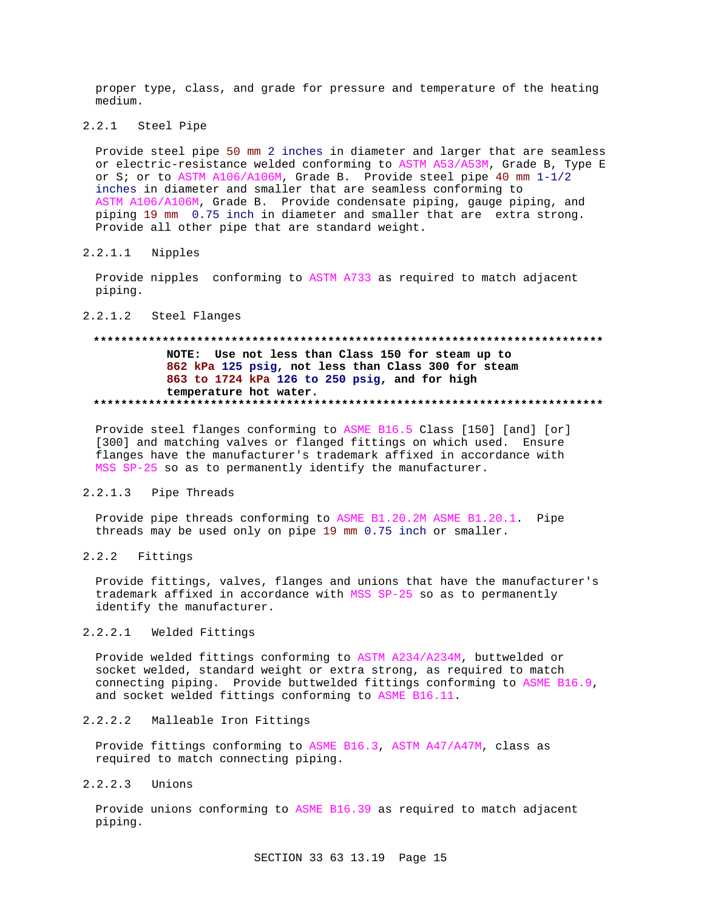proper type, class, and grade for pressure and temperature of the heating medium.

### 2.2.1 Steel Pipe

Provide steel pipe 50 mm 2 inches in diameter and larger that are seamless or electric-resistance welded conforming to ASTM A53/A53M, Grade B, Type E or S; or to ASTM A106/A106M, Grade B. Provide steel pipe 40 mm 1-1/2 inches in diameter and smaller that are seamless conforming to ASTM A106/A106M, Grade B. Provide condensate piping, gauge piping, and piping 19 mm 0.75 inch in diameter and smaller that are extra strong. Provide all other pipe that are standard weight.

#### 2.2.1.1 Nipples

Provide nipples conforming to ASTM A733 as required to match adjacent piping.

#### 2.2.1.2 Steel Flanges

**************************************************************************
**NOTE: Use not less than Class 150 for steam up to 862 kPa 125 psig, not less than Class 300 for steam 863 to 1724 kPa 126 to 250 psig, and for high temperature hot water.**
**************************************************************************

Provide steel flanges conforming to ASME B16.5 Class [150] [and] [or] [300] and matching valves or flanged fittings on which used. Ensure flanges have the manufacturer's trademark affixed in accordance with MSS SP-25 so as to permanently identify the manufacturer.

#### 2.2.1.3 Pipe Threads

Provide pipe threads conforming to ASME B1.20.2M ASME B1.20.1. Pipe threads may be used only on pipe 19 mm 0.75 inch or smaller.

### 2.2.2 Fittings

Provide fittings, valves, flanges and unions that have the manufacturer's trademark affixed in accordance with MSS SP-25 so as to permanently identify the manufacturer.

#### 2.2.2.1 Welded Fittings

Provide welded fittings conforming to ASTM A234/A234M, buttwelded or socket welded, standard weight or extra strong, as required to match connecting piping. Provide buttwelded fittings conforming to ASME B16.9, and socket welded fittings conforming to ASME B16.11.

#### 2.2.2.2 Malleable Iron Fittings

Provide fittings conforming to ASME B16.3, ASTM A47/A47M, class as required to match connecting piping.

#### 2.2.2.3 Unions

Provide unions conforming to ASME B16.39 as required to match adjacent piping.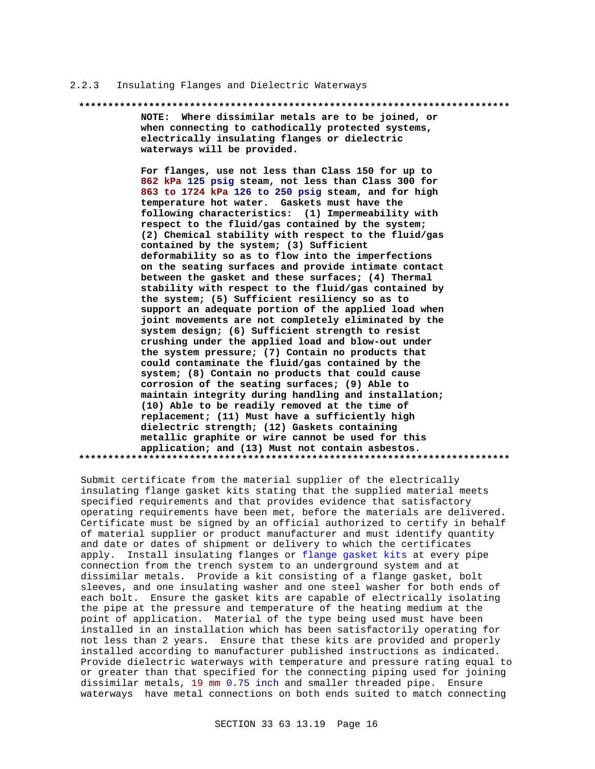### 2.2.3 Insulating Flanges and Dielectric Waterways

**************************************************************************

**NOTE: Where dissimilar metals are to be joined, or when connecting to cathodically protected systems, electrically insulating flanges or dielectric waterways will be provided.**

**For flanges, use not less than Class 150 for up to 862 kPa 125 psig steam, not less than Class 300 for 863 to 1724 kPa 126 to 250 psig steam, and for high temperature hot water. Gaskets must have the following characteristics: (1) Impermeability with respect to the fluid/gas contained by the system; (2) Chemical stability with respect to the fluid/gas contained by the system; (3) Sufficient deformability so as to flow into the imperfections on the seating surfaces and provide intimate contact between the gasket and these surfaces; (4) Thermal stability with respect to the fluid/gas contained by the system; (5) Sufficient resiliency so as to support an adequate portion of the applied load when joint movements are not completely eliminated by the system design; (6) Sufficient strength to resist crushing under the applied load and blow-out under the system pressure; (7) Contain no products that could contaminate the fluid/gas contained by the system; (8) Contain no products that could cause corrosion of the seating surfaces; (9) Able to maintain integrity during handling and installation; (10) Able to be readily removed at the time of replacement; (11) Must have a sufficiently high dielectric strength; (12) Gaskets containing metallic graphite or wire cannot be used for this application; and (13) Must not contain asbestos.**

**************************************************************************

Submit certificate from the material supplier of the electrically insulating flange gasket kits stating that the supplied material meets specified requirements and that provides evidence that satisfactory operating requirements have been met, before the materials are delivered. Certificate must be signed by an official authorized to certify in behalf of material supplier or product manufacturer and must identify quantity and date or dates of shipment or delivery to which the certificates apply. Install insulating flanges or flange gasket kits at every pipe connection from the trench system to an underground system and at dissimilar metals. Provide a kit consisting of a flange gasket, bolt sleeves, and one insulating washer and one steel washer for both ends of each bolt. Ensure the gasket kits are capable of electrically isolating the pipe at the pressure and temperature of the heating medium at the point of application. Material of the type being used must have been installed in an installation which has been satisfactorily operating for not less than 2 years. Ensure that these kits are provided and properly installed according to manufacturer published instructions as indicated. Provide dielectric waterways with temperature and pressure rating equal to or greater than that specified for the connecting piping used for joining dissimilar metals, 19 mm 0.75 inch and smaller threaded pipe. Ensure waterways have metal connections on both ends suited to match connecting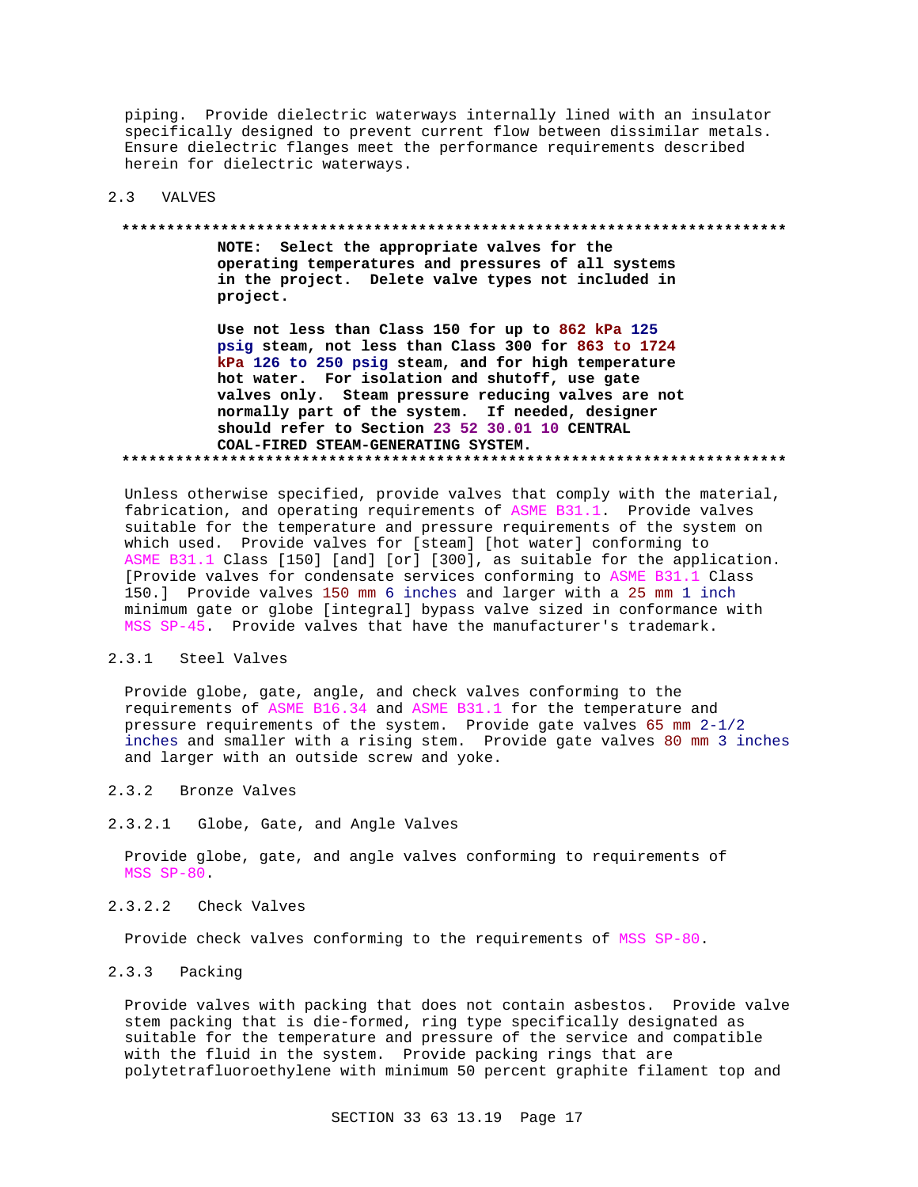piping. Provide dielectric waterways internally lined with an insulator specifically designed to prevent current flow between dissimilar metals. Ensure dielectric flanges meet the performance requirements described herein for dielectric waterways.

## 2.3 VALVES

**************************************************************************

**NOTE: Select the appropriate valves for the operating temperatures and pressures of all systems in the project. Delete valve types not included in project.**

**Use not less than Class 150 for up to 862 kPa 125 psig steam, not less than Class 300 for 863 to 1724 kPa 126 to 250 psig steam, and for high temperature hot water. For isolation and shutoff, use gate valves only. Steam pressure reducing valves are not normally part of the system. If needed, designer should refer to Section 23 52 30.01 10 CENTRAL COAL-FIRED STEAM-GENERATING SYSTEM.**

**************************************************************************

Unless otherwise specified, provide valves that comply with the material, fabrication, and operating requirements of ASME B31.1. Provide valves suitable for the temperature and pressure requirements of the system on which used. Provide valves for [steam] [hot water] conforming to ASME B31.1 Class [150] [and] [or] [300], as suitable for the application. [Provide valves for condensate services conforming to ASME B31.1 Class 150.] Provide valves 150 mm 6 inches and larger with a 25 mm 1 inch minimum gate or globe [integral] bypass valve sized in conformance with MSS SP-45. Provide valves that have the manufacturer's trademark.

### 2.3.1 Steel Valves

Provide globe, gate, angle, and check valves conforming to the requirements of ASME B16.34 and ASME B31.1 for the temperature and pressure requirements of the system. Provide gate valves 65 mm 2-1/2 inches and smaller with a rising stem. Provide gate valves 80 mm 3 inches and larger with an outside screw and yoke.

### 2.3.2 Bronze Valves

#### 2.3.2.1 Globe, Gate, and Angle Valves

Provide globe, gate, and angle valves conforming to requirements of MSS SP-80.

#### 2.3.2.2 Check Valves

Provide check valves conforming to the requirements of MSS SP-80.

### 2.3.3 Packing

Provide valves with packing that does not contain asbestos. Provide valve stem packing that is die-formed, ring type specifically designated as suitable for the temperature and pressure of the service and compatible with the fluid in the system. Provide packing rings that are polytetrafluoroethylene with minimum 50 percent graphite filament top and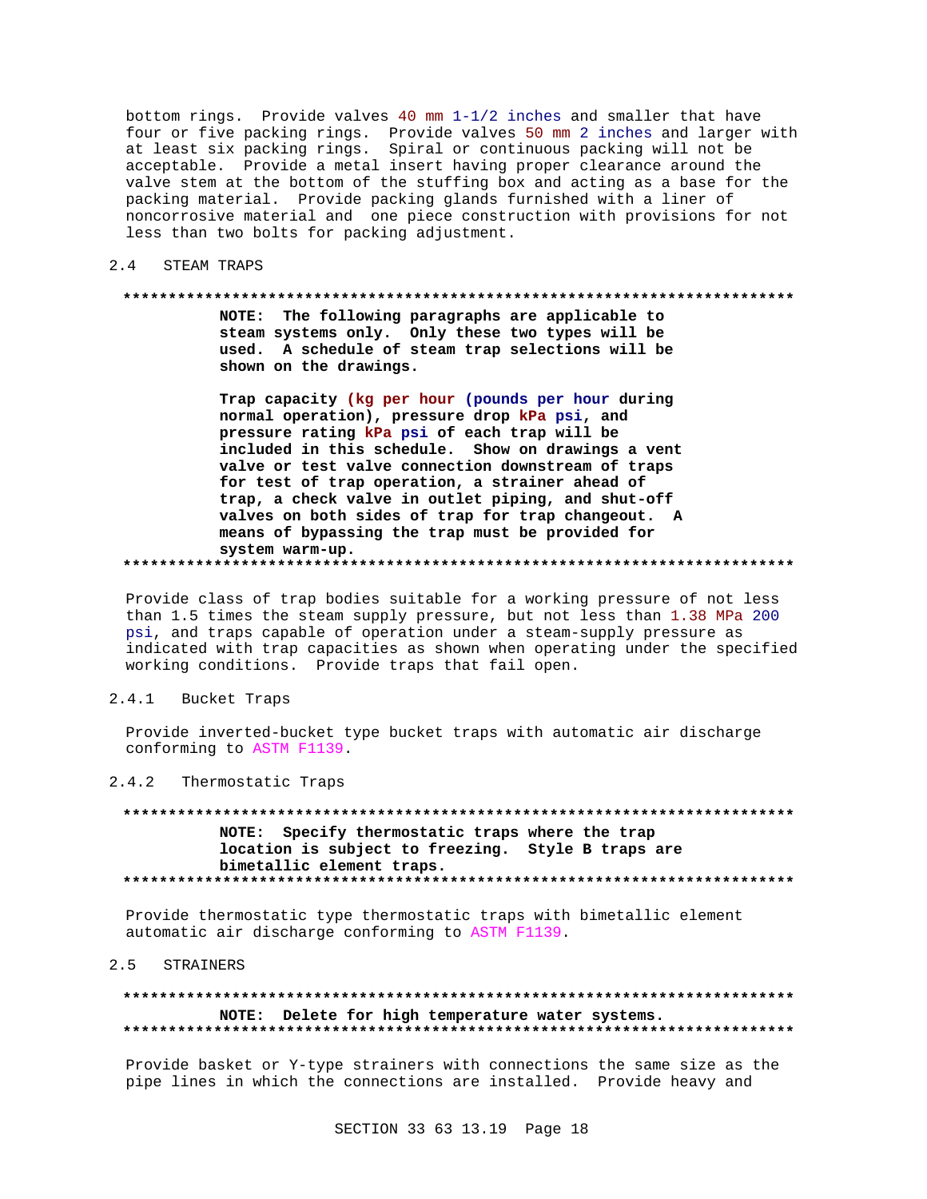bottom rings. Provide valves 40 mm 1-1/2 inches and smaller that have four or five packing rings. Provide valves 50 mm 2 inches and larger with at least six packing rings. Spiral or continuous packing will not be acceptable. Provide a metal insert having proper clearance around the valve stem at the bottom of the stuffing box and acting as a base for the packing material. Provide packing glands furnished with a liner of noncorrosive material and one piece construction with provisions for not less than two bolts for packing adjustment.

## 2.4 STEAM TRAPS

**************************************************************************

**NOTE: The following paragraphs are applicable to steam systems only. Only these two types will be used. A schedule of steam trap selections will be shown on the drawings.**

**Trap capacity (kg per hour (pounds per hour during normal operation), pressure drop kPa psi, and pressure rating kPa psi of each trap will be included in this schedule. Show on drawings a vent valve or test valve connection downstream of traps for test of trap operation, a strainer ahead of trap, a check valve in outlet piping, and shut-off valves on both sides of trap for trap changeout. A means of bypassing the trap must be provided for system warm-up.**

**************************************************************************

Provide class of trap bodies suitable for a working pressure of not less than 1.5 times the steam supply pressure, but not less than 1.38 MPa 200 psi, and traps capable of operation under a steam-supply pressure as indicated with trap capacities as shown when operating under the specified working conditions. Provide traps that fail open.

### 2.4.1 Bucket Traps

Provide inverted-bucket type bucket traps with automatic air discharge conforming to ASTM F1139.

### 2.4.2 Thermostatic Traps

**************************************************************************

**NOTE: Specify thermostatic traps where the trap location is subject to freezing. Style B traps are bimetallic element traps.**

**************************************************************************

Provide thermostatic type thermostatic traps with bimetallic element automatic air discharge conforming to ASTM F1139.

## 2.5 STRAINERS

**************************************************************************

**NOTE: Delete for high temperature water systems.**

**************************************************************************

Provide basket or Y-type strainers with connections the same size as the pipe lines in which the connections are installed. Provide heavy and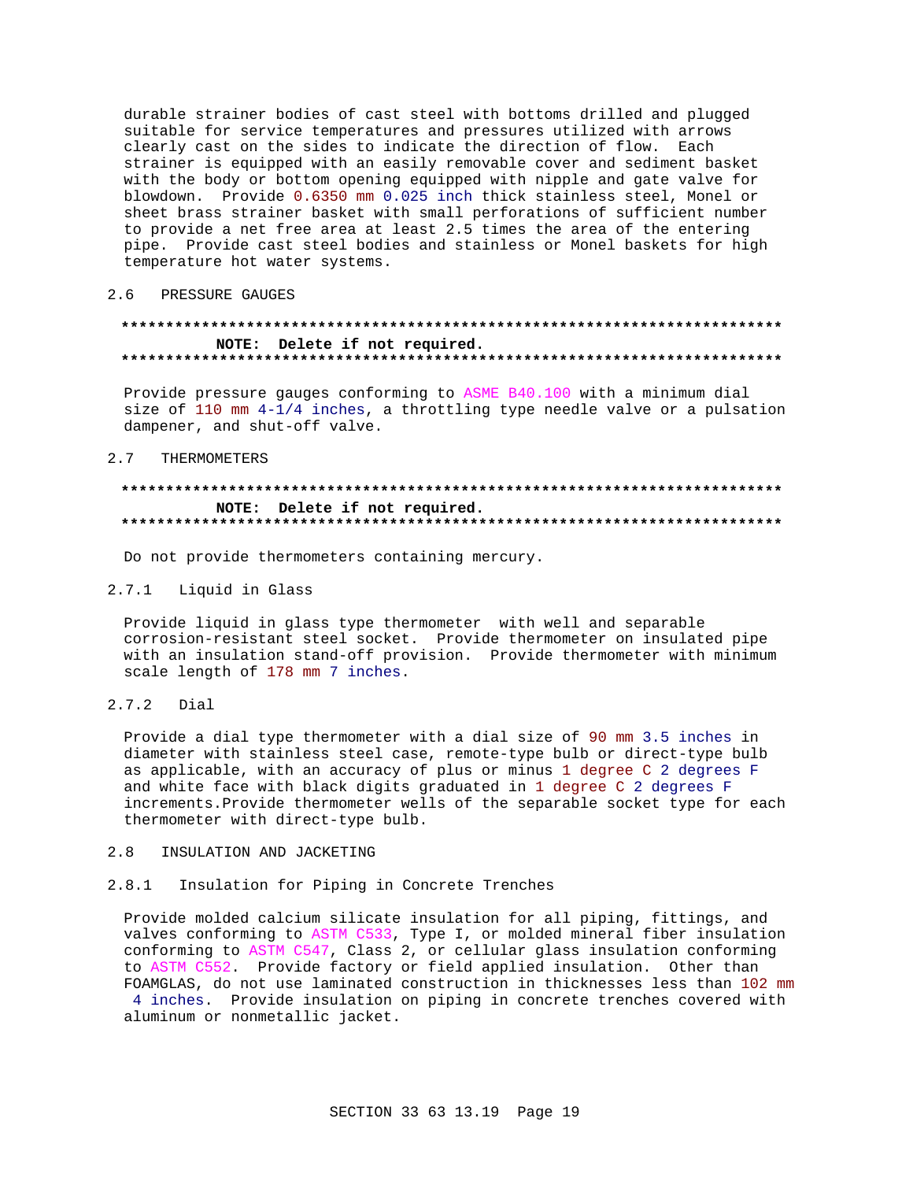durable strainer bodies of cast steel with bottoms drilled and plugged suitable for service temperatures and pressures utilized with arrows clearly cast on the sides to indicate the direction of flow. Each strainer is equipped with an easily removable cover and sediment basket with the body or bottom opening equipped with nipple and gate valve for blowdown. Provide 0.6350 mm 0.025 inch thick stainless steel, Monel or sheet brass strainer basket with small perforations of sufficient number to provide a net free area at least 2.5 times the area of the entering pipe. Provide cast steel bodies and stainless or Monel baskets for high temperature hot water systems.

## 2.6 PRESSURE GAUGES

**************************************************************************
**NOTE: Delete if not required.**
**************************************************************************

Provide pressure gauges conforming to ASME B40.100 with a minimum dial size of 110 mm 4-1/4 inches, a throttling type needle valve or a pulsation dampener, and shut-off valve.

## 2.7 THERMOMETERS

**************************************************************************
**NOTE: Delete if not required.**
**************************************************************************

Do not provide thermometers containing mercury.

### 2.7.1 Liquid in Glass

Provide liquid in glass type thermometer with well and separable corrosion-resistant steel socket. Provide thermometer on insulated pipe with an insulation stand-off provision. Provide thermometer with minimum scale length of 178 mm 7 inches.

### 2.7.2 Dial

Provide a dial type thermometer with a dial size of 90 mm 3.5 inches in diameter with stainless steel case, remote-type bulb or direct-type bulb as applicable, with an accuracy of plus or minus 1 degree C 2 degrees F and white face with black digits graduated in 1 degree C 2 degrees F increments.Provide thermometer wells of the separable socket type for each thermometer with direct-type bulb.

## 2.8 INSULATION AND JACKETING

### 2.8.1 Insulation for Piping in Concrete Trenches

Provide molded calcium silicate insulation for all piping, fittings, and valves conforming to ASTM C533, Type I, or molded mineral fiber insulation conforming to ASTM C547, Class 2, or cellular glass insulation conforming to ASTM C552. Provide factory or field applied insulation. Other than FOAMGLAS, do not use laminated construction in thicknesses less than 102 mm 4 inches. Provide insulation on piping in concrete trenches covered with aluminum or nonmetallic jacket.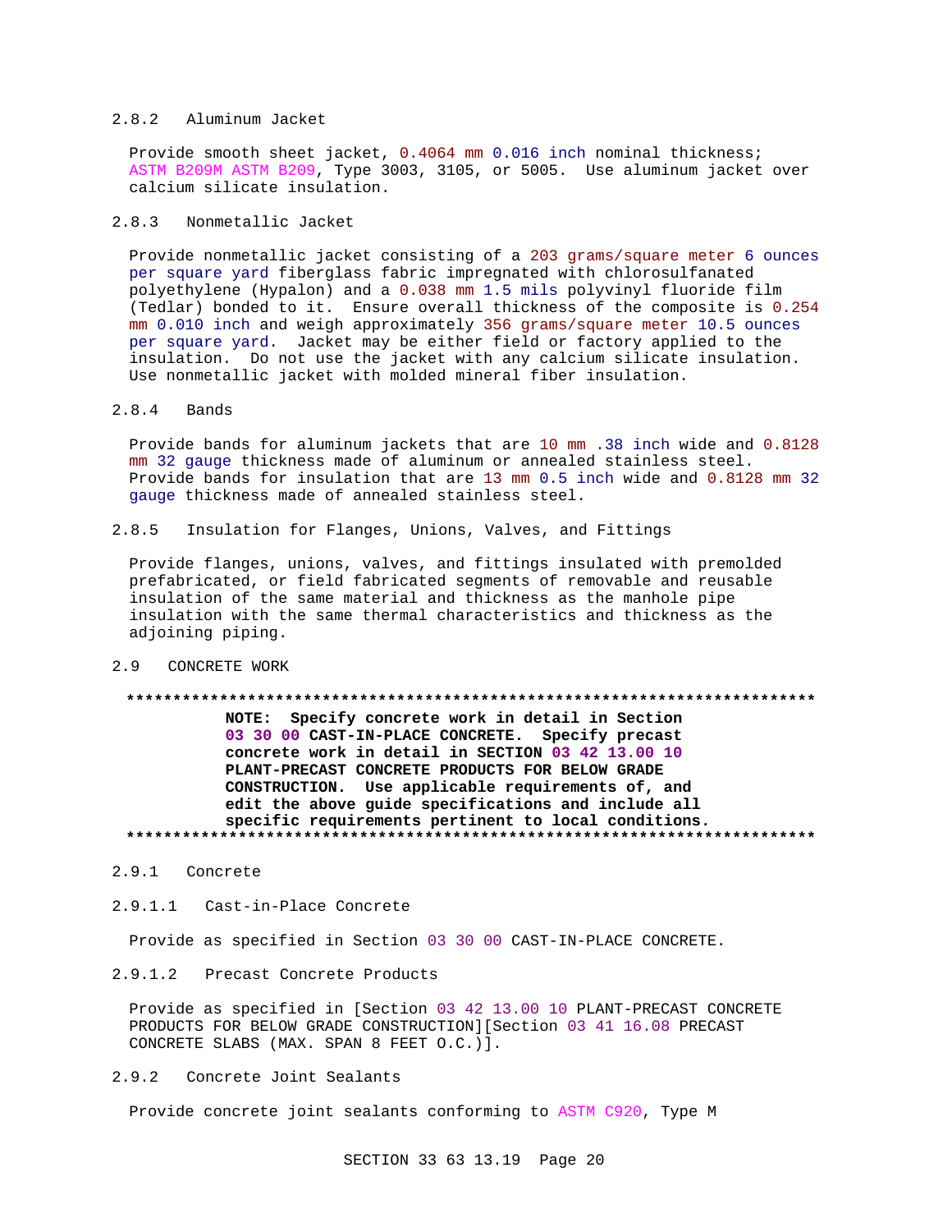### 2.8.2 Aluminum Jacket

Provide smooth sheet jacket, 0.4064 mm 0.016 inch nominal thickness; ASTM B209M ASTM B209, Type 3003, 3105, or 5005. Use aluminum jacket over calcium silicate insulation.

### 2.8.3 Nonmetallic Jacket

Provide nonmetallic jacket consisting of a 203 grams/square meter 6 ounces per square yard fiberglass fabric impregnated with chlorosulfanated polyethylene (Hypalon) and a 0.038 mm 1.5 mils polyvinyl fluoride film (Tedlar) bonded to it. Ensure overall thickness of the composite is 0.254 mm 0.010 inch and weigh approximately 356 grams/square meter 10.5 ounces per square yard. Jacket may be either field or factory applied to the insulation. Do not use the jacket with any calcium silicate insulation. Use nonmetallic jacket with molded mineral fiber insulation.

### 2.8.4 Bands

Provide bands for aluminum jackets that are 10 mm .38 inch wide and 0.8128 mm 32 gauge thickness made of aluminum or annealed stainless steel. Provide bands for insulation that are 13 mm 0.5 inch wide and 0.8128 mm 32 gauge thickness made of annealed stainless steel.

### 2.8.5 Insulation for Flanges, Unions, Valves, and Fittings

Provide flanges, unions, valves, and fittings insulated with premolded prefabricated, or field fabricated segments of removable and reusable insulation of the same material and thickness as the manhole pipe insulation with the same thermal characteristics and thickness as the adjoining piping.

## 2.9 CONCRETE WORK

**************************************************************************

**NOTE: Specify concrete work in detail in Section 03 30 00 CAST-IN-PLACE CONCRETE. Specify precast concrete work in detail in SECTION 03 42 13.00 10 PLANT-PRECAST CONCRETE PRODUCTS FOR BELOW GRADE CONSTRUCTION. Use applicable requirements of, and edit the above guide specifications and include all specific requirements pertinent to local conditions.**

**************************************************************************

### 2.9.1 Concrete

#### 2.9.1.1 Cast-in-Place Concrete

Provide as specified in Section 03 30 00 CAST-IN-PLACE CONCRETE.

#### 2.9.1.2 Precast Concrete Products

Provide as specified in [Section 03 42 13.00 10 PLANT-PRECAST CONCRETE PRODUCTS FOR BELOW GRADE CONSTRUCTION][Section 03 41 16.08 PRECAST CONCRETE SLABS (MAX. SPAN 8 FEET O.C.)].

### 2.9.2 Concrete Joint Sealants

Provide concrete joint sealants conforming to ASTM C920, Type M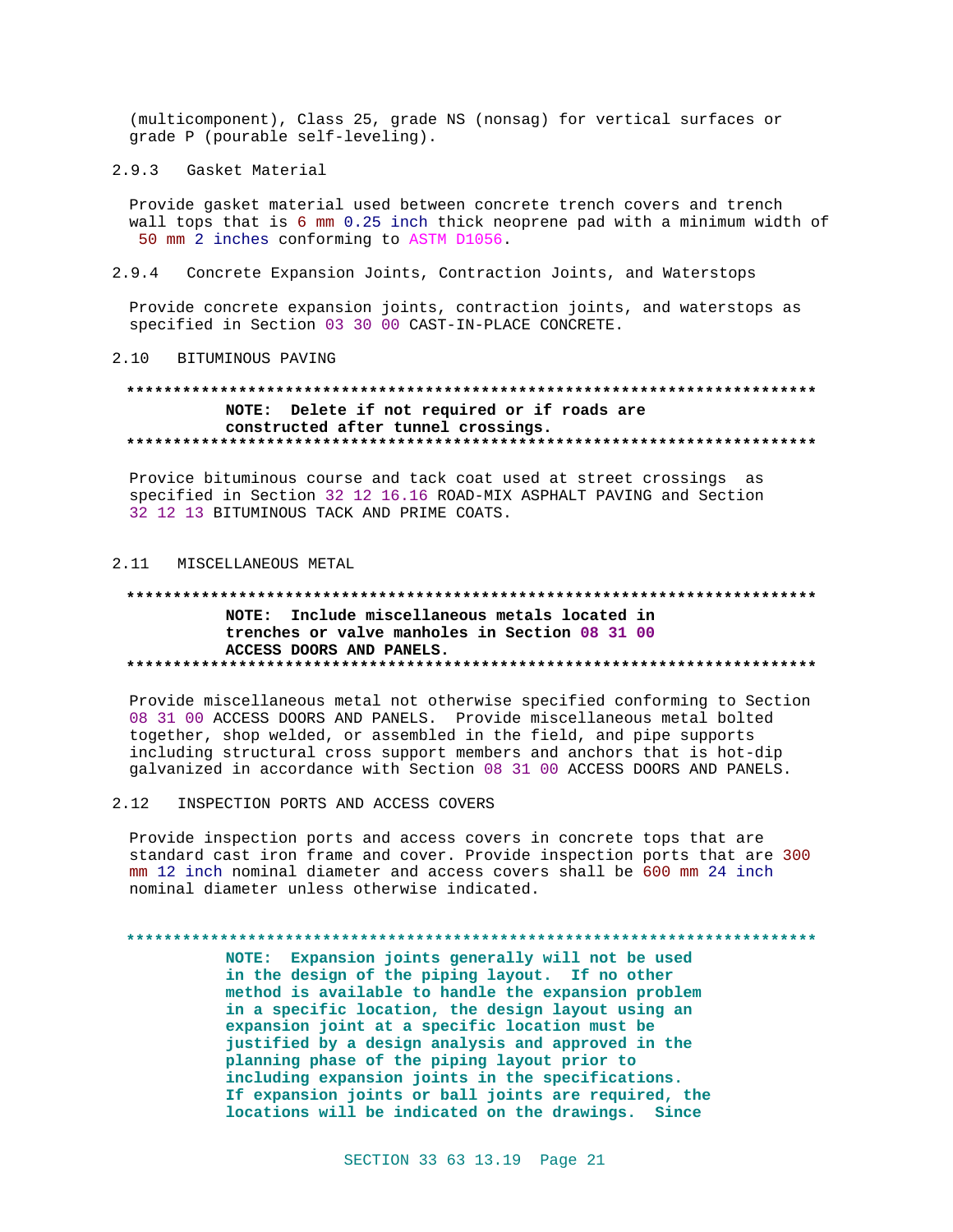(multicomponent), Class 25, grade NS (nonsag) for vertical surfaces or grade P (pourable self-leveling).

#### 2.9.3 Gasket Material

Provide gasket material used between concrete trench covers and trench wall tops that is 6 mm 0.25 inch thick neoprene pad with a minimum width of 50 mm 2 inches conforming to ASTM D1056.

#### 2.9.4 Concrete Expansion Joints, Contraction Joints, and Waterstops

Provide concrete expansion joints, contraction joints, and waterstops as specified in Section 03 30 00 CAST-IN-PLACE CONCRETE.

### 2.10 BITUMINOUS PAVING

**************************************************************************

**NOTE: Delete if not required or if roads are constructed after tunnel crossings.**

**************************************************************************

Provice bituminous course and tack coat used at street crossings as specified in Section 32 12 16.16 ROAD-MIX ASPHALT PAVING and Section 32 12 13 BITUMINOUS TACK AND PRIME COATS.

### 2.11 MISCELLANEOUS METAL

**************************************************************************

**NOTE: Include miscellaneous metals located in trenches or valve manholes in Section 08 31 00 ACCESS DOORS AND PANELS.**

**************************************************************************

Provide miscellaneous metal not otherwise specified conforming to Section 08 31 00 ACCESS DOORS AND PANELS. Provide miscellaneous metal bolted together, shop welded, or assembled in the field, and pipe supports including structural cross support members and anchors that is hot-dip galvanized in accordance with Section 08 31 00 ACCESS DOORS AND PANELS.

### 2.12 INSPECTION PORTS AND ACCESS COVERS

Provide inspection ports and access covers in concrete tops that are standard cast iron frame and cover. Provide inspection ports that are 300 mm 12 inch nominal diameter and access covers shall be 600 mm 24 inch nominal diameter unless otherwise indicated.

**************************************************************************

**NOTE: Expansion joints generally will not be used in the design of the piping layout. If no other method is available to handle the expansion problem in a specific location, the design layout using an expansion joint at a specific location must be justified by a design analysis and approved in the planning phase of the piping layout prior to including expansion joints in the specifications. If expansion joints or ball joints are required, the locations will be indicated on the drawings. Since**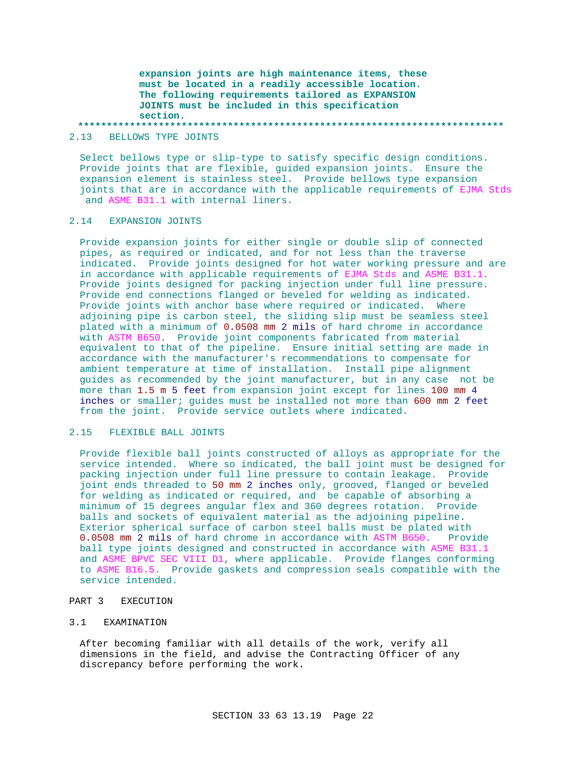**expansion joints are high maintenance items, these must be located in a readily accessible location. The following requirements tailored as EXPANSION JOINTS must be included in this specification section.**

**************************************************************************

## 2.13 BELLOWS TYPE JOINTS

Select bellows type or slip-type to satisfy specific design conditions. Provide joints that are flexible, guided expansion joints. Ensure the expansion element is stainless steel. Provide bellows type expansion joints that are in accordance with the applicable requirements of EJMA Stds and ASME B31.1 with internal liners.

## 2.14 EXPANSION JOINTS

Provide expansion joints for either single or double slip of connected pipes, as required or indicated, and for not less than the traverse indicated. Provide joints designed for hot water working pressure and are in accordance with applicable requirements of EJMA Stds and ASME B31.1. Provide joints designed for packing injection under full line pressure. Provide end connections flanged or beveled for welding as indicated. Provide joints with anchor base where required or indicated. Where adjoining pipe is carbon steel, the sliding slip must be seamless steel plated with a minimum of 0.0508 mm 2 mils of hard chrome in accordance with ASTM B650. Provide joint components fabricated from material equivalent to that of the pipeline. Ensure initial setting are made in accordance with the manufacturer's recommendations to compensate for ambient temperature at time of installation. Install pipe alignment guides as recommended by the joint manufacturer, but in any case not be more than 1.5 m 5 feet from expansion joint except for lines 100 mm 4 inches or smaller; guides must be installed not more than 600 mm 2 feet from the joint. Provide service outlets where indicated.

## 2.15 FLEXIBLE BALL JOINTS

Provide flexible ball joints constructed of alloys as appropriate for the service intended. Where so indicated, the ball joint must be designed for packing injection under full line pressure to contain leakage. Provide joint ends threaded to 50 mm 2 inches only, grooved, flanged or beveled for welding as indicated or required, and be capable of absorbing a minimum of 15 degrees angular flex and 360 degrees rotation. Provide balls and sockets of equivalent material as the adjoining pipeline. Exterior spherical surface of carbon steel balls must be plated with 0.0508 mm 2 mils of hard chrome in accordance with ASTM B650. Provide ball type joints designed and constructed in accordance with ASME B31.1 and ASME BPVC SEC VIII D1, where applicable. Provide flanges conforming to ASME B16.5. Provide gaskets and compression seals compatible with the service intended.

# PART 3 EXECUTION

## 3.1 EXAMINATION

After becoming familiar with all details of the work, verify all dimensions in the field, and advise the Contracting Officer of any discrepancy before performing the work.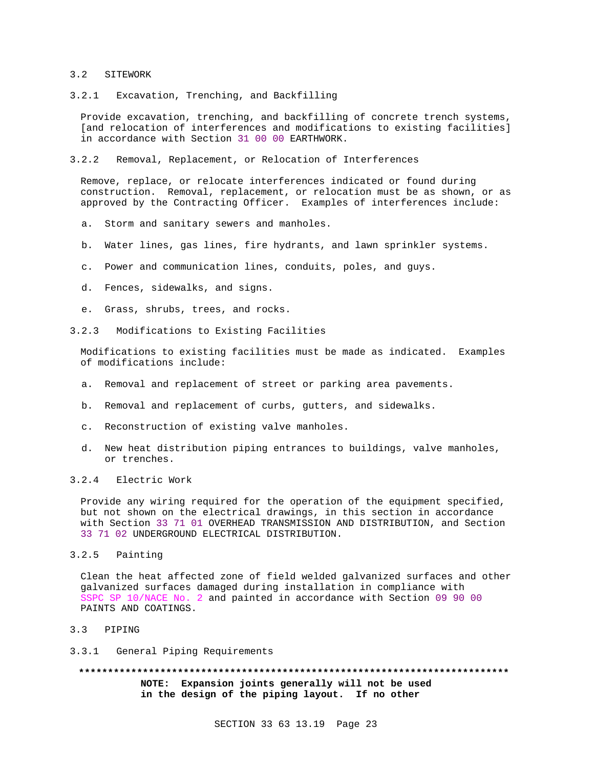## 3.2 SITEWORK

### 3.2.1 Excavation, Trenching, and Backfilling

Provide excavation, trenching, and backfilling of concrete trench systems, [and relocation of interferences and modifications to existing facilities] in accordance with Section 31 00 00 EARTHWORK.

### 3.2.2 Removal, Replacement, or Relocation of Interferences

Remove, replace, or relocate interferences indicated or found during construction. Removal, replacement, or relocation must be as shown, or as approved by the Contracting Officer. Examples of interferences include:

a. Storm and sanitary sewers and manholes.

b. Water lines, gas lines, fire hydrants, and lawn sprinkler systems.

c. Power and communication lines, conduits, poles, and guys.

d. Fences, sidewalks, and signs.

e. Grass, shrubs, trees, and rocks.

### 3.2.3 Modifications to Existing Facilities

Modifications to existing facilities must be made as indicated. Examples of modifications include:

a. Removal and replacement of street or parking area pavements.

b. Removal and replacement of curbs, gutters, and sidewalks.

c. Reconstruction of existing valve manholes.

d. New heat distribution piping entrances to buildings, valve manholes, or trenches.

### 3.2.4 Electric Work

Provide any wiring required for the operation of the equipment specified, but not shown on the electrical drawings, in this section in accordance with Section 33 71 01 OVERHEAD TRANSMISSION AND DISTRIBUTION, and Section 33 71 02 UNDERGROUND ELECTRICAL DISTRIBUTION.

### 3.2.5 Painting

Clean the heat affected zone of field welded galvanized surfaces and other galvanized surfaces damaged during installation in compliance with SSPC SP 10/NACE No. 2 and painted in accordance with Section 09 90 00 PAINTS AND COATINGS.

## 3.3 PIPING

### 3.3.1 General Piping Requirements

**************************************************************************

**NOTE: Expansion joints generally will not be used in the design of the piping layout. If no other**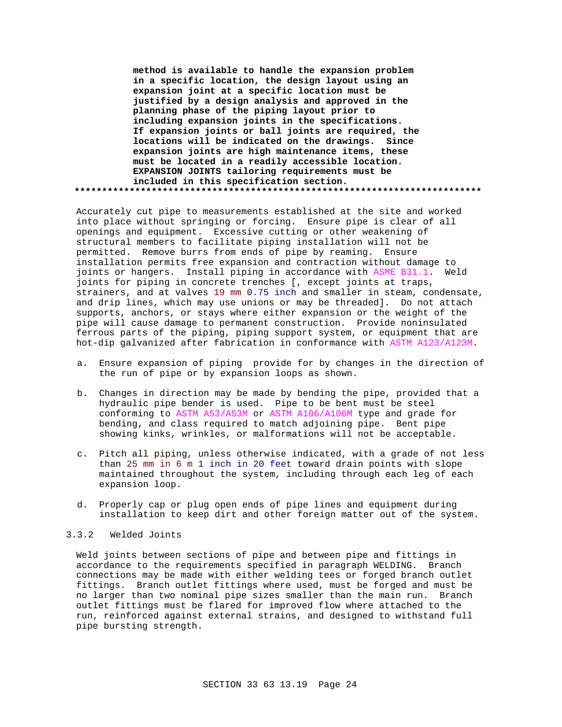**method is available to handle the expansion problem in a specific location, the design layout using an expansion joint at a specific location must be justified by a design analysis and approved in the planning phase of the piping layout prior to including expansion joints in the specifications. If expansion joints or ball joints are required, the locations will be indicated on the drawings. Since expansion joints are high maintenance items, these must be located in a readily accessible location. EXPANSION JOINTS tailoring requirements must be included in this specification section.**
**************************************************************************

Accurately cut pipe to measurements established at the site and worked into place without springing or forcing. Ensure pipe is clear of all openings and equipment. Excessive cutting or other weakening of structural members to facilitate piping installation will not be permitted. Remove burrs from ends of pipe by reaming. Ensure installation permits free expansion and contraction without damage to joints or hangers. Install piping in accordance with ASME B31.1. Weld joints for piping in concrete trenches [, except joints at traps, strainers, and at valves 19 mm 0.75 inch and smaller in steam, condensate, and drip lines, which may use unions or may be threaded]. Do not attach supports, anchors, or stays where either expansion or the weight of the pipe will cause damage to permanent construction. Provide noninsulated ferrous parts of the piping, piping support system, or equipment that are hot-dip galvanized after fabrication in conformance with ASTM A123/A123M.

a. Ensure expansion of piping provide for by changes in the direction of the run of pipe or by expansion loops as shown.

b. Changes in direction may be made by bending the pipe, provided that a hydraulic pipe bender is used. Pipe to be bent must be steel conforming to ASTM A53/A53M or ASTM A106/A106M type and grade for bending, and class required to match adjoining pipe. Bent pipe showing kinks, wrinkles, or malformations will not be acceptable.

c. Pitch all piping, unless otherwise indicated, with a grade of not less than 25 mm in 6 m 1 inch in 20 feet toward drain points with slope maintained throughout the system, including through each leg of each expansion loop.

d. Properly cap or plug open ends of pipe lines and equipment during installation to keep dirt and other foreign matter out of the system.

### 3.3.2 Welded Joints

Weld joints between sections of pipe and between pipe and fittings in accordance to the requirements specified in paragraph WELDING. Branch connections may be made with either welding tees or forged branch outlet fittings. Branch outlet fittings where used, must be forged and must be no larger than two nominal pipe sizes smaller than the main run. Branch outlet fittings must be flared for improved flow where attached to the run, reinforced against external strains, and designed to withstand full pipe bursting strength.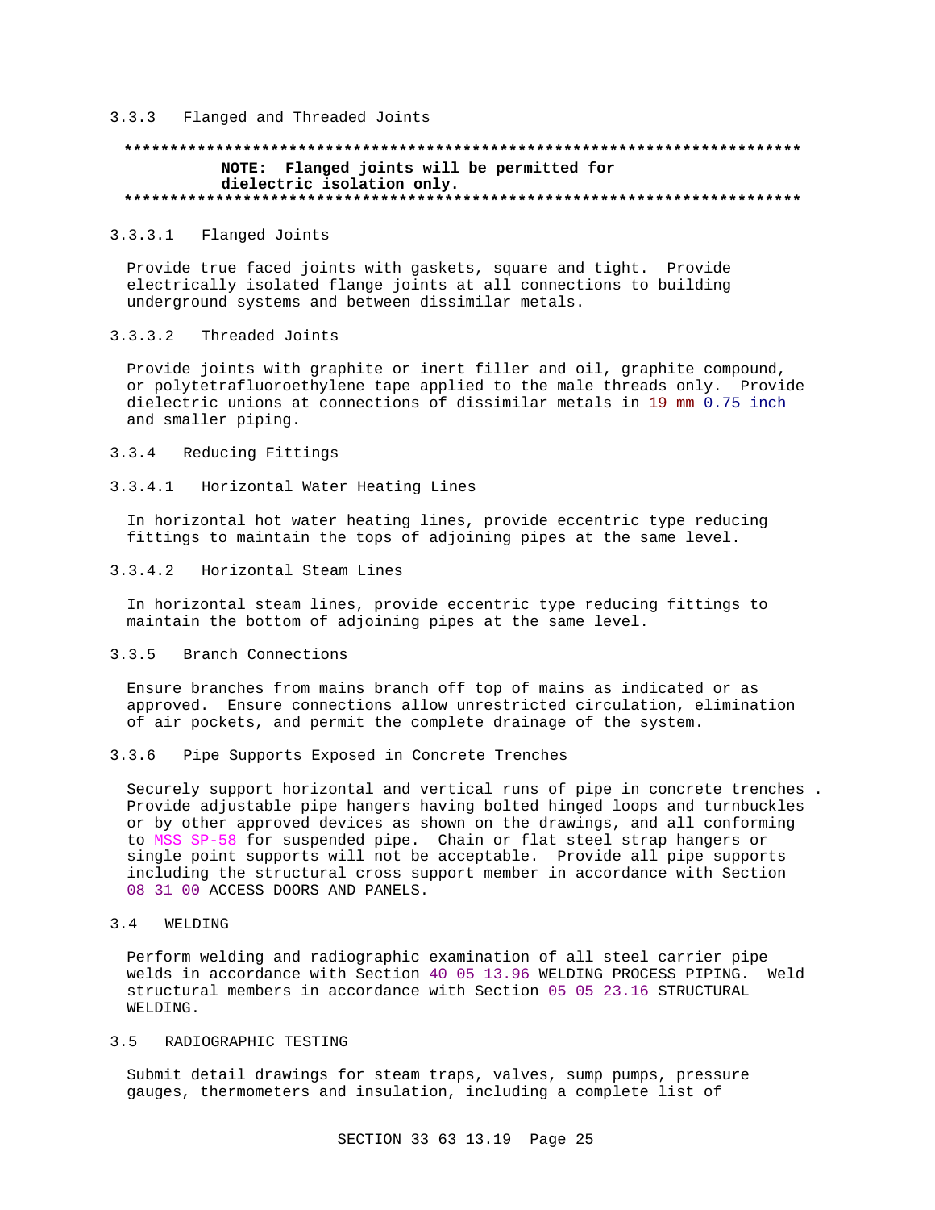### 3.3.3 Flanged and Threaded Joints

**************************************************************************
**NOTE: Flanged joints will be permitted for dielectric isolation only.**
**************************************************************************

#### 3.3.3.1 Flanged Joints

Provide true faced joints with gaskets, square and tight. Provide electrically isolated flange joints at all connections to building underground systems and between dissimilar metals.

#### 3.3.3.2 Threaded Joints

Provide joints with graphite or inert filler and oil, graphite compound, or polytetrafluoroethylene tape applied to the male threads only. Provide dielectric unions at connections of dissimilar metals in 19 mm 0.75 inch and smaller piping.

### 3.3.4 Reducing Fittings

#### 3.3.4.1 Horizontal Water Heating Lines

In horizontal hot water heating lines, provide eccentric type reducing fittings to maintain the tops of adjoining pipes at the same level.

#### 3.3.4.2 Horizontal Steam Lines

In horizontal steam lines, provide eccentric type reducing fittings to maintain the bottom of adjoining pipes at the same level.

### 3.3.5 Branch Connections

Ensure branches from mains branch off top of mains as indicated or as approved. Ensure connections allow unrestricted circulation, elimination of air pockets, and permit the complete drainage of the system.

### 3.3.6 Pipe Supports Exposed in Concrete Trenches

Securely support horizontal and vertical runs of pipe in concrete trenches . Provide adjustable pipe hangers having bolted hinged loops and turnbuckles or by other approved devices as shown on the drawings, and all conforming to MSS SP-58 for suspended pipe. Chain or flat steel strap hangers or single point supports will not be acceptable. Provide all pipe supports including the structural cross support member in accordance with Section 08 31 00 ACCESS DOORS AND PANELS.

## 3.4 WELDING

Perform welding and radiographic examination of all steel carrier pipe welds in accordance with Section 40 05 13.96 WELDING PROCESS PIPING. Weld structural members in accordance with Section 05 05 23.16 STRUCTURAL WELDING.

## 3.5 RADIOGRAPHIC TESTING

Submit detail drawings for steam traps, valves, sump pumps, pressure gauges, thermometers and insulation, including a complete list of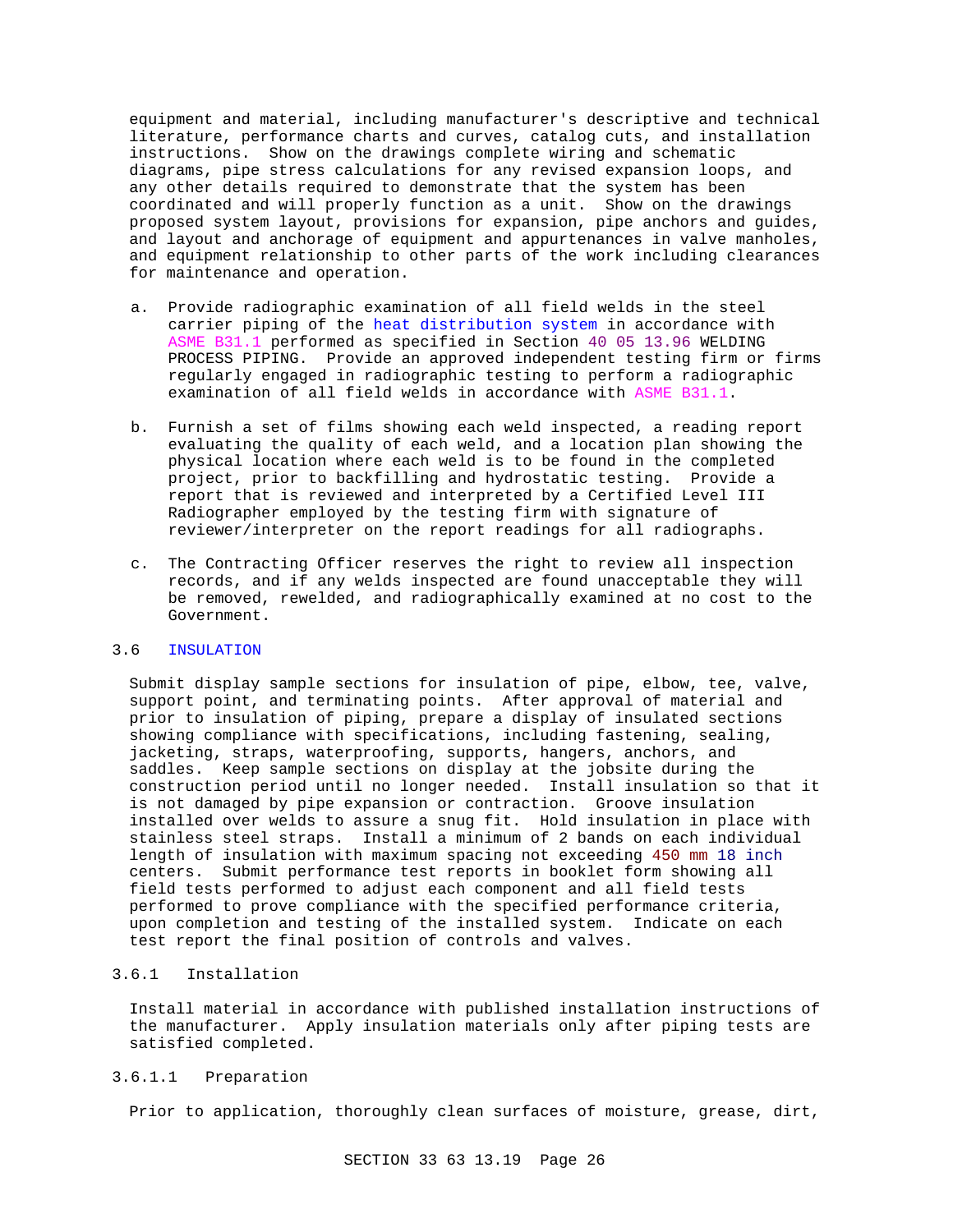equipment and material, including manufacturer's descriptive and technical literature, performance charts and curves, catalog cuts, and installation instructions. Show on the drawings complete wiring and schematic diagrams, pipe stress calculations for any revised expansion loops, and any other details required to demonstrate that the system has been coordinated and will properly function as a unit. Show on the drawings proposed system layout, provisions for expansion, pipe anchors and guides, and layout and anchorage of equipment and appurtenances in valve manholes, and equipment relationship to other parts of the work including clearances for maintenance and operation.

a. Provide radiographic examination of all field welds in the steel carrier piping of the heat distribution system in accordance with ASME B31.1 performed as specified in Section 40 05 13.96 WELDING PROCESS PIPING. Provide an approved independent testing firm or firms regularly engaged in radiographic testing to perform a radiographic examination of all field welds in accordance with ASME B31.1.

b. Furnish a set of films showing each weld inspected, a reading report evaluating the quality of each weld, and a location plan showing the physical location where each weld is to be found in the completed project, prior to backfilling and hydrostatic testing. Provide a report that is reviewed and interpreted by a Certified Level III Radiographer employed by the testing firm with signature of reviewer/interpreter on the report readings for all radiographs.

c. The Contracting Officer reserves the right to review all inspection records, and if any welds inspected are found unacceptable they will be removed, rewelded, and radiographically examined at no cost to the Government.

## 3.6 INSULATION

Submit display sample sections for insulation of pipe, elbow, tee, valve, support point, and terminating points. After approval of material and prior to insulation of piping, prepare a display of insulated sections showing compliance with specifications, including fastening, sealing, jacketing, straps, waterproofing, supports, hangers, anchors, and saddles. Keep sample sections on display at the jobsite during the construction period until no longer needed. Install insulation so that it is not damaged by pipe expansion or contraction. Groove insulation installed over welds to assure a snug fit. Hold insulation in place with stainless steel straps. Install a minimum of 2 bands on each individual length of insulation with maximum spacing not exceeding 450 mm 18 inch centers. Submit performance test reports in booklet form showing all field tests performed to adjust each component and all field tests performed to prove compliance with the specified performance criteria, upon completion and testing of the installed system. Indicate on each test report the final position of controls and valves.

### 3.6.1 Installation

Install material in accordance with published installation instructions of the manufacturer. Apply insulation materials only after piping tests are satisfied completed.

#### 3.6.1.1 Preparation

Prior to application, thoroughly clean surfaces of moisture, grease, dirt,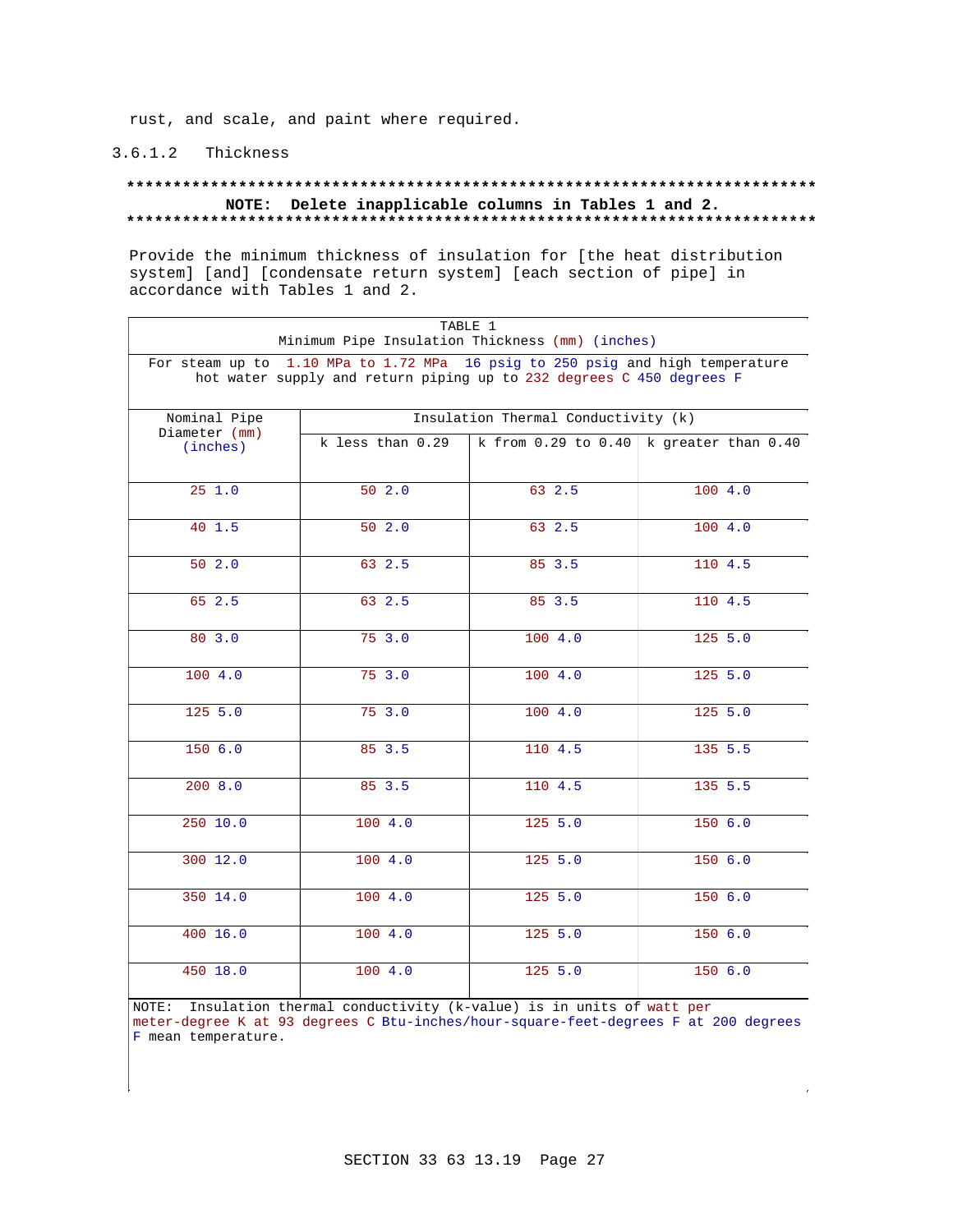rust, and scale, and paint where required.

3.6.1.2 Thickness

**************************************************************************
**NOTE: Delete inapplicable columns in Tables 1 and 2.**
**************************************************************************

Provide the minimum thickness of insulation for [the heat distribution system] [and] [condensate return system] [each section of pipe] in accordance with Tables 1 and 2.

TABLE 1
Minimum Pipe Insulation Thickness (mm) (inches)

For steam up to 1.10 MPa to 1.72 MPa 16 psig to 250 psig and high temperature hot water supply and return piping up to 232 degrees C 450 degrees F

| Nominal Pipe Diameter (mm) (inches) | Insulation Thermal Conductivity (k) | | |
|---|---|---|---|
| | k less than 0.29 | k from 0.29 to 0.40 | k greater than 0.40 |
| 25 1.0 | 50 2.0 | 63 2.5 | 100 4.0 |
| 40 1.5 | 50 2.0 | 63 2.5 | 100 4.0 |
| 50 2.0 | 63 2.5 | 85 3.5 | 110 4.5 |
| 65 2.5 | 63 2.5 | 85 3.5 | 110 4.5 |
| 80 3.0 | 75 3.0 | 100 4.0 | 125 5.0 |
| 100 4.0 | 75 3.0 | 100 4.0 | 125 5.0 |
| 125 5.0 | 75 3.0 | 100 4.0 | 125 5.0 |
| 150 6.0 | 85 3.5 | 110 4.5 | 135 5.5 |
| 200 8.0 | 85 3.5 | 110 4.5 | 135 5.5 |
| 250 10.0 | 100 4.0 | 125 5.0 | 150 6.0 |
| 300 12.0 | 100 4.0 | 125 5.0 | 150 6.0 |
| 350 14.0 | 100 4.0 | 125 5.0 | 150 6.0 |
| 400 16.0 | 100 4.0 | 125 5.0 | 150 6.0 |
| 450 18.0 | 100 4.0 | 125 5.0 | 150 6.0 |

NOTE: Insulation thermal conductivity (k-value) is in units of watt per meter-degree K at 93 degrees C Btu-inches/hour-square-feet-degrees F at 200 degrees F mean temperature.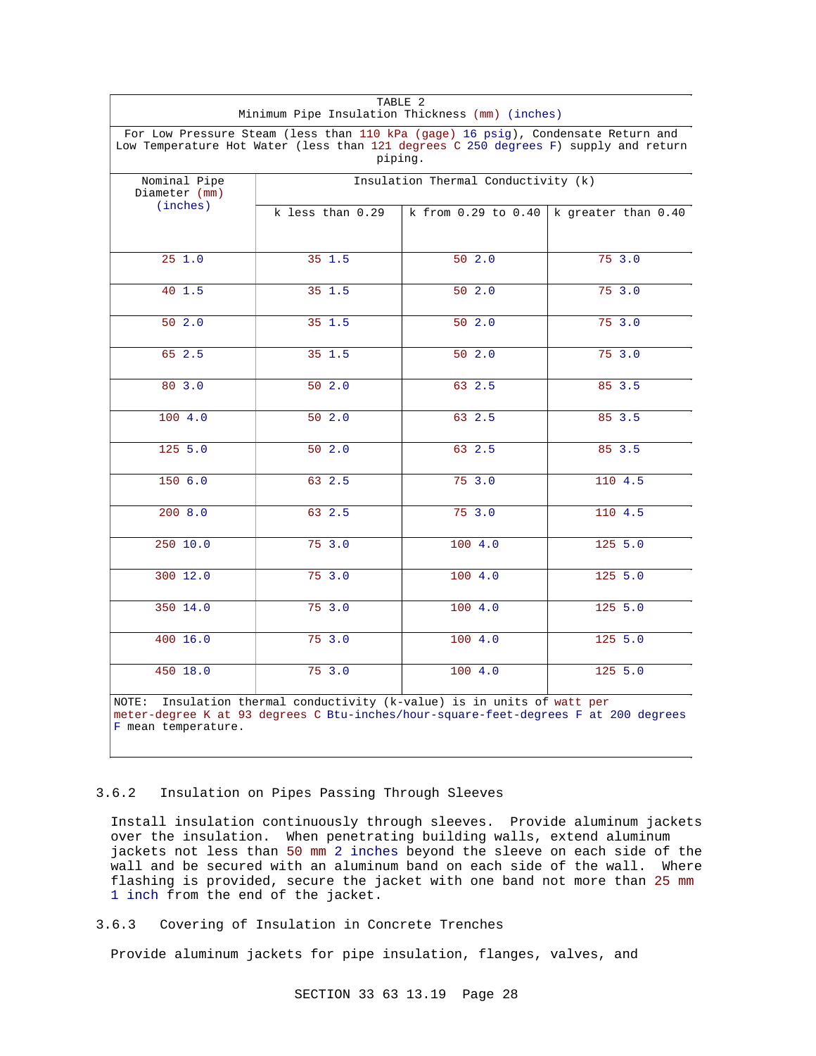TABLE 2
Minimum Pipe Insulation Thickness (mm) (inches)

For Low Pressure Steam (less than 110 kPa (gage) 16 psig), Condensate Return and Low Temperature Hot Water (less than 121 degrees C 250 degrees F) supply and return piping.

| Nominal Pipe Diameter (mm) (inches) | Insulation Thermal Conductivity (k) | | |
|---|---|---|---|
| | k less than 0.29 | k from 0.29 to 0.40 | k greater than 0.40 |
| 25 1.0 | 35 1.5 | 50 2.0 | 75 3.0 |
| 40 1.5 | 35 1.5 | 50 2.0 | 75 3.0 |
| 50 2.0 | 35 1.5 | 50 2.0 | 75 3.0 |
| 65 2.5 | 35 1.5 | 50 2.0 | 75 3.0 |
| 80 3.0 | 50 2.0 | 63 2.5 | 85 3.5 |
| 100 4.0 | 50 2.0 | 63 2.5 | 85 3.5 |
| 125 5.0 | 50 2.0 | 63 2.5 | 85 3.5 |
| 150 6.0 | 63 2.5 | 75 3.0 | 110 4.5 |
| 200 8.0 | 63 2.5 | 75 3.0 | 110 4.5 |
| 250 10.0 | 75 3.0 | 100 4.0 | 125 5.0 |
| 300 12.0 | 75 3.0 | 100 4.0 | 125 5.0 |
| 350 14.0 | 75 3.0 | 100 4.0 | 125 5.0 |
| 400 16.0 | 75 3.0 | 100 4.0 | 125 5.0 |
| 450 18.0 | 75 3.0 | 100 4.0 | 125 5.0 |

NOTE: Insulation thermal conductivity (k-value) is in units of watt per meter-degree K at 93 degrees C Btu-inches/hour-square-feet-degrees F at 200 degrees F mean temperature.

### 3.6.2 Insulation on Pipes Passing Through Sleeves

Install insulation continuously through sleeves. Provide aluminum jackets over the insulation. When penetrating building walls, extend aluminum jackets not less than 50 mm 2 inches beyond the sleeve on each side of the wall and be secured with an aluminum band on each side of the wall. Where flashing is provided, secure the jacket with one band not more than 25 mm 1 inch from the end of the jacket.

### 3.6.3 Covering of Insulation in Concrete Trenches

Provide aluminum jackets for pipe insulation, flanges, valves, and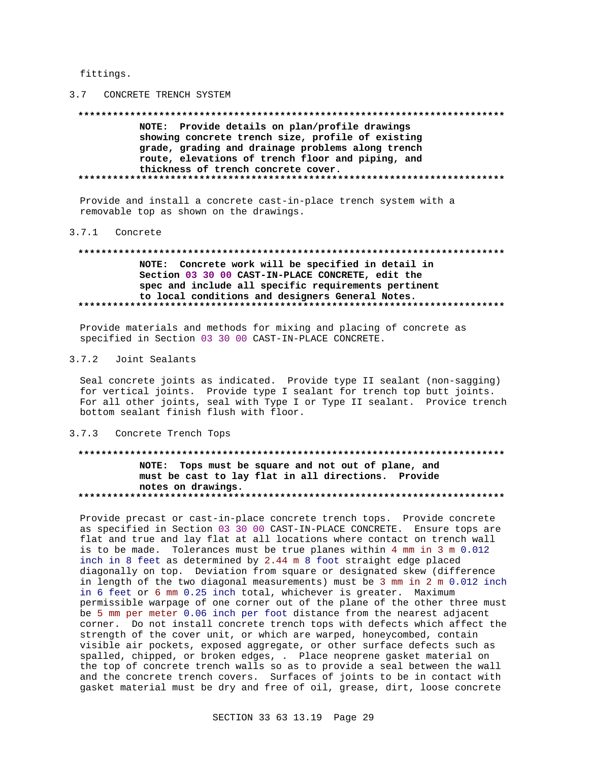fittings.

## 3.7 CONCRETE TRENCH SYSTEM

**************************************************************************

**NOTE: Provide details on plan/profile drawings showing concrete trench size, profile of existing grade, grading and drainage problems along trench route, elevations of trench floor and piping, and thickness of trench concrete cover.**

**************************************************************************

Provide and install a concrete cast-in-place trench system with a removable top as shown on the drawings.

### 3.7.1 Concrete

**************************************************************************

**NOTE: Concrete work will be specified in detail in Section 03 30 00 CAST-IN-PLACE CONCRETE, edit the spec and include all specific requirements pertinent to local conditions and designers General Notes.**

**************************************************************************

Provide materials and methods for mixing and placing of concrete as specified in Section 03 30 00 CAST-IN-PLACE CONCRETE.

### 3.7.2 Joint Sealants

Seal concrete joints as indicated. Provide type II sealant (non-sagging) for vertical joints. Provide type I sealant for trench top butt joints. For all other joints, seal with Type I or Type II sealant. Provice trench bottom sealant finish flush with floor.

### 3.7.3 Concrete Trench Tops

**************************************************************************

**NOTE: Tops must be square and not out of plane, and must be cast to lay flat in all directions. Provide notes on drawings.**

**************************************************************************

Provide precast or cast-in-place concrete trench tops. Provide concrete as specified in Section 03 30 00 CAST-IN-PLACE CONCRETE. Ensure tops are flat and true and lay flat at all locations where contact on trench wall is to be made. Tolerances must be true planes within 4 mm in 3 m 0.012 inch in 8 feet as determined by 2.44 m 8 foot straight edge placed diagonally on top. Deviation from square or designated skew (difference in length of the two diagonal measurements) must be 3 mm in 2 m 0.012 inch in 6 feet or 6 mm 0.25 inch total, whichever is greater. Maximum permissible warpage of one corner out of the plane of the other three must be 5 mm per meter 0.06 inch per foot distance from the nearest adjacent corner. Do not install concrete trench tops with defects which affect the strength of the cover unit, or which are warped, honeycombed, contain visible air pockets, exposed aggregate, or other surface defects such as spalled, chipped, or broken edges, . Place neoprene gasket material on the top of concrete trench walls so as to provide a seal between the wall and the concrete trench covers. Surfaces of joints to be in contact with gasket material must be dry and free of oil, grease, dirt, loose concrete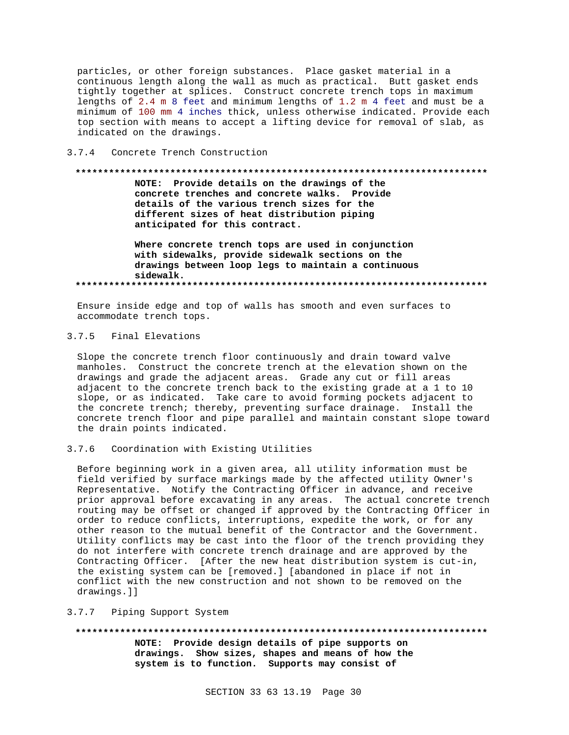particles, or other foreign substances. Place gasket material in a continuous length along the wall as much as practical. Butt gasket ends tightly together at splices. Construct concrete trench tops in maximum lengths of 2.4 m 8 feet and minimum lengths of 1.2 m 4 feet and must be a minimum of 100 mm 4 inches thick, unless otherwise indicated. Provide each top section with means to accept a lifting device for removal of slab, as indicated on the drawings.

### 3.7.4 Concrete Trench Construction

**************************************************************************

**NOTE: Provide details on the drawings of the concrete trenches and concrete walks. Provide details of the various trench sizes for the different sizes of heat distribution piping anticipated for this contract.**

**Where concrete trench tops are used in conjunction with sidewalks, provide sidewalk sections on the drawings between loop legs to maintain a continuous sidewalk.**

**************************************************************************

Ensure inside edge and top of walls has smooth and even surfaces to accommodate trench tops.

### 3.7.5 Final Elevations

Slope the concrete trench floor continuously and drain toward valve manholes. Construct the concrete trench at the elevation shown on the drawings and grade the adjacent areas. Grade any cut or fill areas adjacent to the concrete trench back to the existing grade at a 1 to 10 slope, or as indicated. Take care to avoid forming pockets adjacent to the concrete trench; thereby, preventing surface drainage. Install the concrete trench floor and pipe parallel and maintain constant slope toward the drain points indicated.

### 3.7.6 Coordination with Existing Utilities

Before beginning work in a given area, all utility information must be field verified by surface markings made by the affected utility Owner's Representative. Notify the Contracting Officer in advance, and receive prior approval before excavating in any areas. The actual concrete trench routing may be offset or changed if approved by the Contracting Officer in order to reduce conflicts, interruptions, expedite the work, or for any other reason to the mutual benefit of the Contractor and the Government. Utility conflicts may be cast into the floor of the trench providing they do not interfere with concrete trench drainage and are approved by the Contracting Officer. [After the new heat distribution system is cut-in, the existing system can be [removed.] [abandoned in place if not in conflict with the new construction and not shown to be removed on the drawings.]]

### 3.7.7 Piping Support System

**************************************************************************

**NOTE: Provide design details of pipe supports on drawings. Show sizes, shapes and means of how the system is to function. Supports may consist of**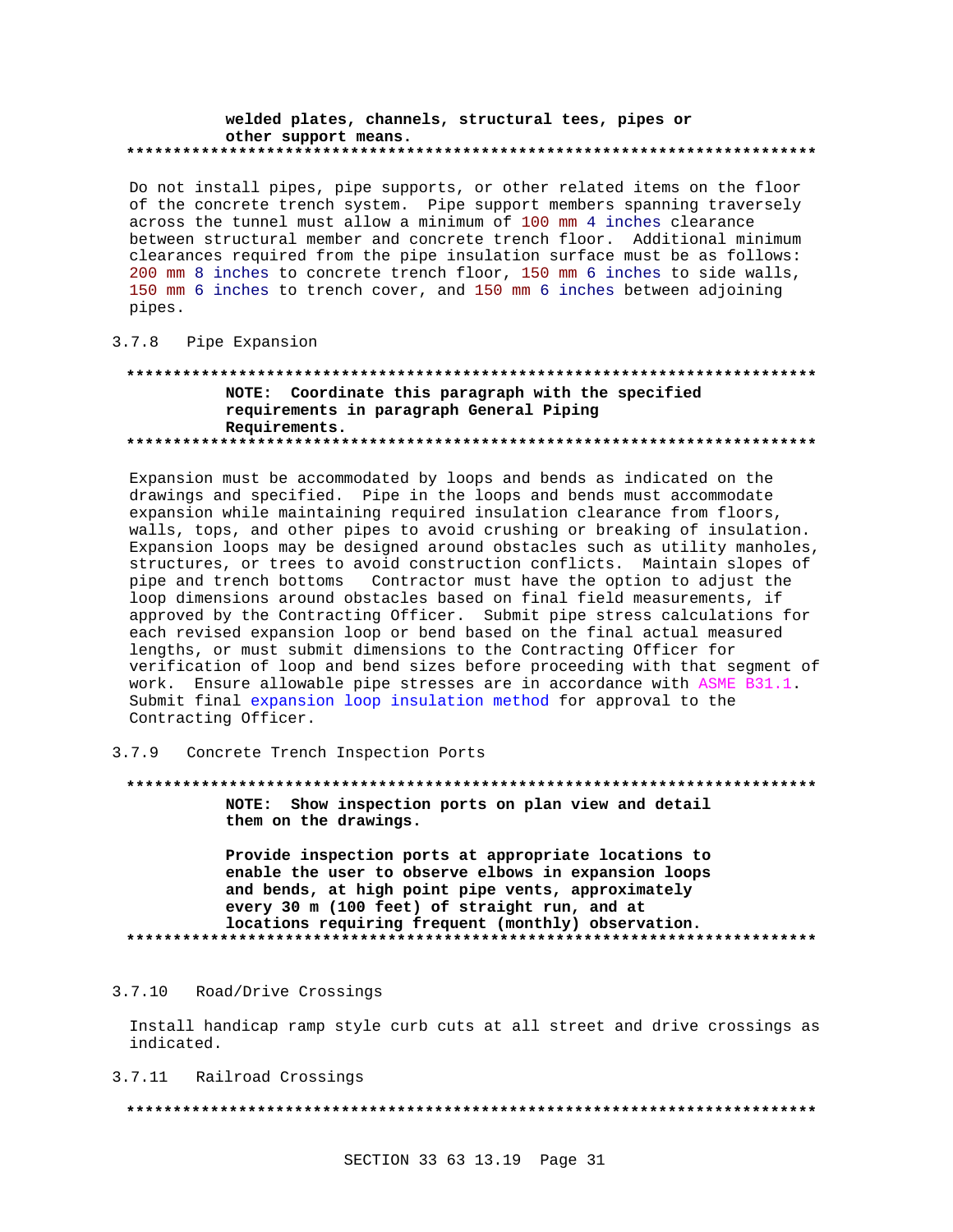**welded plates, channels, structural tees, pipes or other support means.**

**************************************************************************

Do not install pipes, pipe supports, or other related items on the floor of the concrete trench system. Pipe support members spanning traversely across the tunnel must allow a minimum of 100 mm 4 inches clearance between structural member and concrete trench floor. Additional minimum clearances required from the pipe insulation surface must be as follows: 200 mm 8 inches to concrete trench floor, 150 mm 6 inches to side walls, 150 mm 6 inches to trench cover, and 150 mm 6 inches between adjoining pipes.

### 3.7.8 Pipe Expansion

**************************************************************************

**NOTE: Coordinate this paragraph with the specified requirements in paragraph General Piping Requirements.**

**************************************************************************

Expansion must be accommodated by loops and bends as indicated on the drawings and specified. Pipe in the loops and bends must accommodate expansion while maintaining required insulation clearance from floors, walls, tops, and other pipes to avoid crushing or breaking of insulation. Expansion loops may be designed around obstacles such as utility manholes, structures, or trees to avoid construction conflicts. Maintain slopes of pipe and trench bottoms Contractor must have the option to adjust the loop dimensions around obstacles based on final field measurements, if approved by the Contracting Officer. Submit pipe stress calculations for each revised expansion loop or bend based on the final actual measured lengths, or must submit dimensions to the Contracting Officer for verification of loop and bend sizes before proceeding with that segment of work. Ensure allowable pipe stresses are in accordance with ASME B31.1. Submit final expansion loop insulation method for approval to the Contracting Officer.

### 3.7.9 Concrete Trench Inspection Ports

**************************************************************************

**NOTE: Show inspection ports on plan view and detail them on the drawings.**

**Provide inspection ports at appropriate locations to enable the user to observe elbows in expansion loops and bends, at high point pipe vents, approximately every 30 m (100 feet) of straight run, and at locations requiring frequent (monthly) observation.**

**************************************************************************

### 3.7.10 Road/Drive Crossings

Install handicap ramp style curb cuts at all street and drive crossings as indicated.

### 3.7.11 Railroad Crossings

**************************************************************************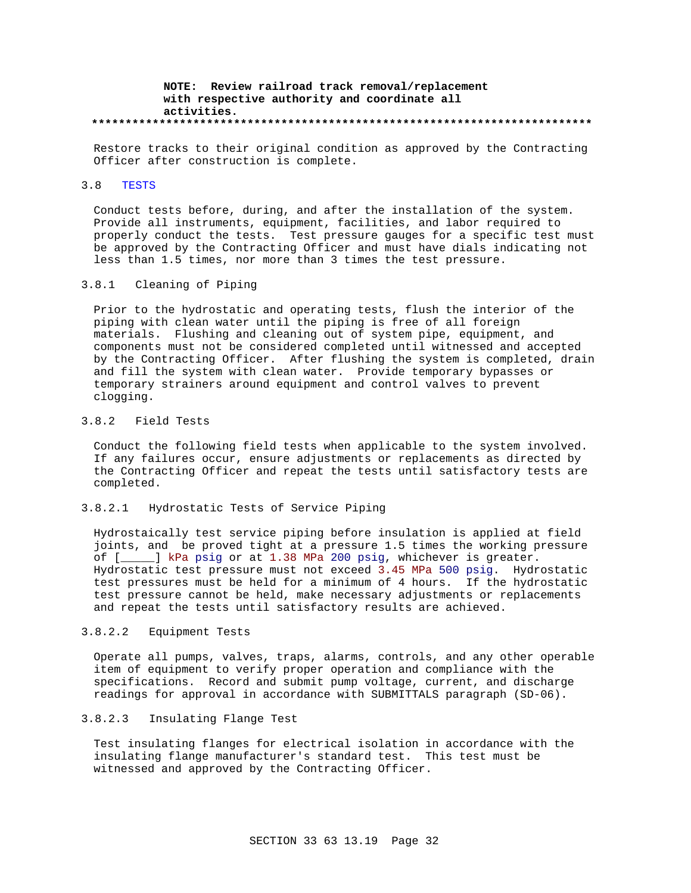**NOTE: Review railroad track removal/replacement with respective authority and coordinate all activities.**

**************************************************************************

Restore tracks to their original condition as approved by the Contracting Officer after construction is complete.

## 3.8 TESTS

Conduct tests before, during, and after the installation of the system. Provide all instruments, equipment, facilities, and labor required to properly conduct the tests. Test pressure gauges for a specific test must be approved by the Contracting Officer and must have dials indicating not less than 1.5 times, nor more than 3 times the test pressure.

### 3.8.1 Cleaning of Piping

Prior to the hydrostatic and operating tests, flush the interior of the piping with clean water until the piping is free of all foreign materials. Flushing and cleaning out of system pipe, equipment, and components must not be considered completed until witnessed and accepted by the Contracting Officer. After flushing the system is completed, drain and fill the system with clean water. Provide temporary bypasses or temporary strainers around equipment and control valves to prevent clogging.

### 3.8.2 Field Tests

Conduct the following field tests when applicable to the system involved. If any failures occur, ensure adjustments or replacements as directed by the Contracting Officer and repeat the tests until satisfactory tests are completed.

#### 3.8.2.1 Hydrostatic Tests of Service Piping

Hydrostaically test service piping before insulation is applied at field joints, and be proved tight at a pressure 1.5 times the working pressure of [_____] kPa psig or at 1.38 MPa 200 psig, whichever is greater. Hydrostatic test pressure must not exceed 3.45 MPa 500 psig. Hydrostatic test pressures must be held for a minimum of 4 hours. If the hydrostatic test pressure cannot be held, make necessary adjustments or replacements and repeat the tests until satisfactory results are achieved.

#### 3.8.2.2 Equipment Tests

Operate all pumps, valves, traps, alarms, controls, and any other operable item of equipment to verify proper operation and compliance with the specifications. Record and submit pump voltage, current, and discharge readings for approval in accordance with SUBMITTALS paragraph (SD-06).

#### 3.8.2.3 Insulating Flange Test

Test insulating flanges for electrical isolation in accordance with the insulating flange manufacturer's standard test. This test must be witnessed and approved by the Contracting Officer.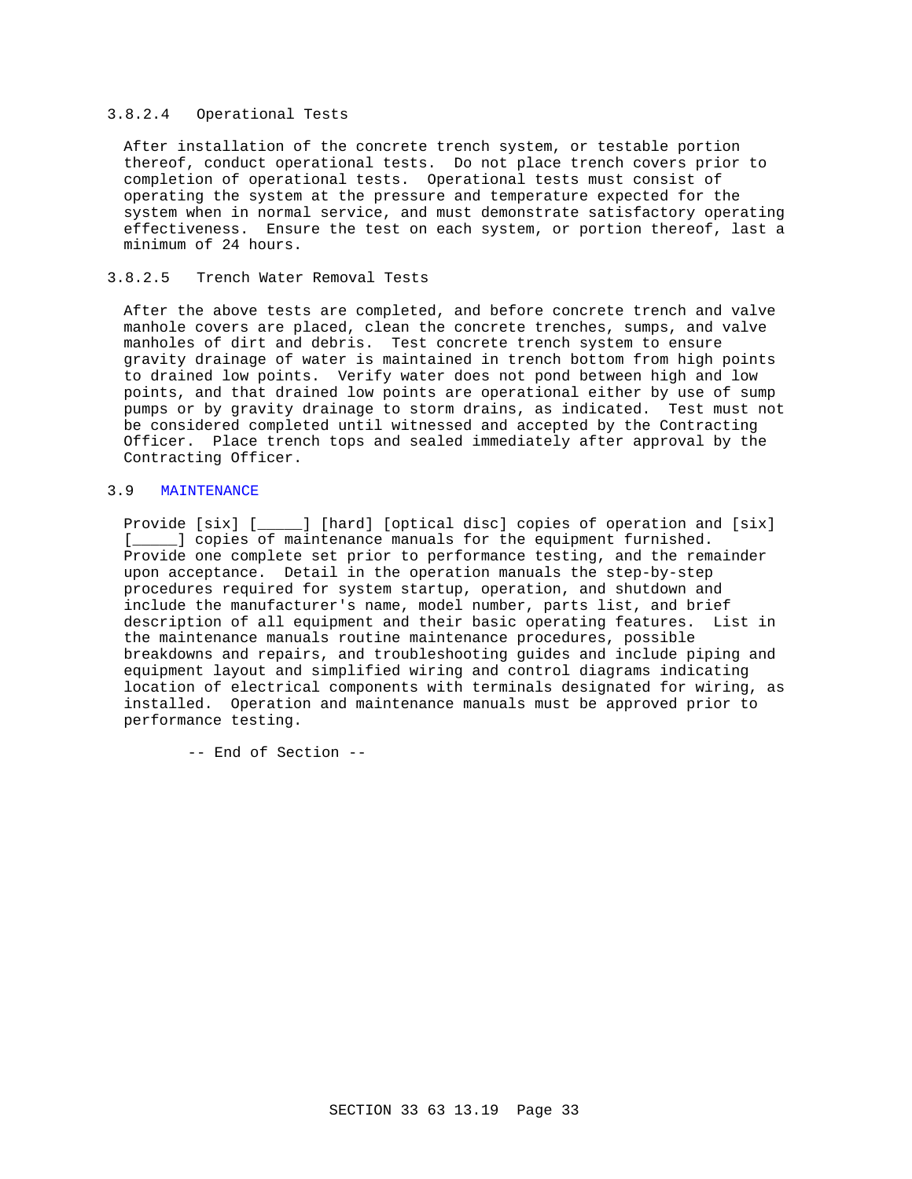#### 3.8.2.4 Operational Tests

After installation of the concrete trench system, or testable portion thereof, conduct operational tests. Do not place trench covers prior to completion of operational tests. Operational tests must consist of operating the system at the pressure and temperature expected for the system when in normal service, and must demonstrate satisfactory operating effectiveness. Ensure the test on each system, or portion thereof, last a minimum of 24 hours.

#### 3.8.2.5 Trench Water Removal Tests

After the above tests are completed, and before concrete trench and valve manhole covers are placed, clean the concrete trenches, sumps, and valve manholes of dirt and debris. Test concrete trench system to ensure gravity drainage of water is maintained in trench bottom from high points to drained low points. Verify water does not pond between high and low points, and that drained low points are operational either by use of sump pumps or by gravity drainage to storm drains, as indicated. Test must not be considered completed until witnessed and accepted by the Contracting Officer. Place trench tops and sealed immediately after approval by the Contracting Officer.

## 3.9 MAINTENANCE

Provide [six] [_____] [hard] [optical disc] copies of operation and [six] [_____] copies of maintenance manuals for the equipment furnished. Provide one complete set prior to performance testing, and the remainder upon acceptance. Detail in the operation manuals the step-by-step procedures required for system startup, operation, and shutdown and include the manufacturer's name, model number, parts list, and brief description of all equipment and their basic operating features. List in the maintenance manuals routine maintenance procedures, possible breakdowns and repairs, and troubleshooting guides and include piping and equipment layout and simplified wiring and control diagrams indicating location of electrical components with terminals designated for wiring, as installed. Operation and maintenance manuals must be approved prior to performance testing.

-- End of Section --